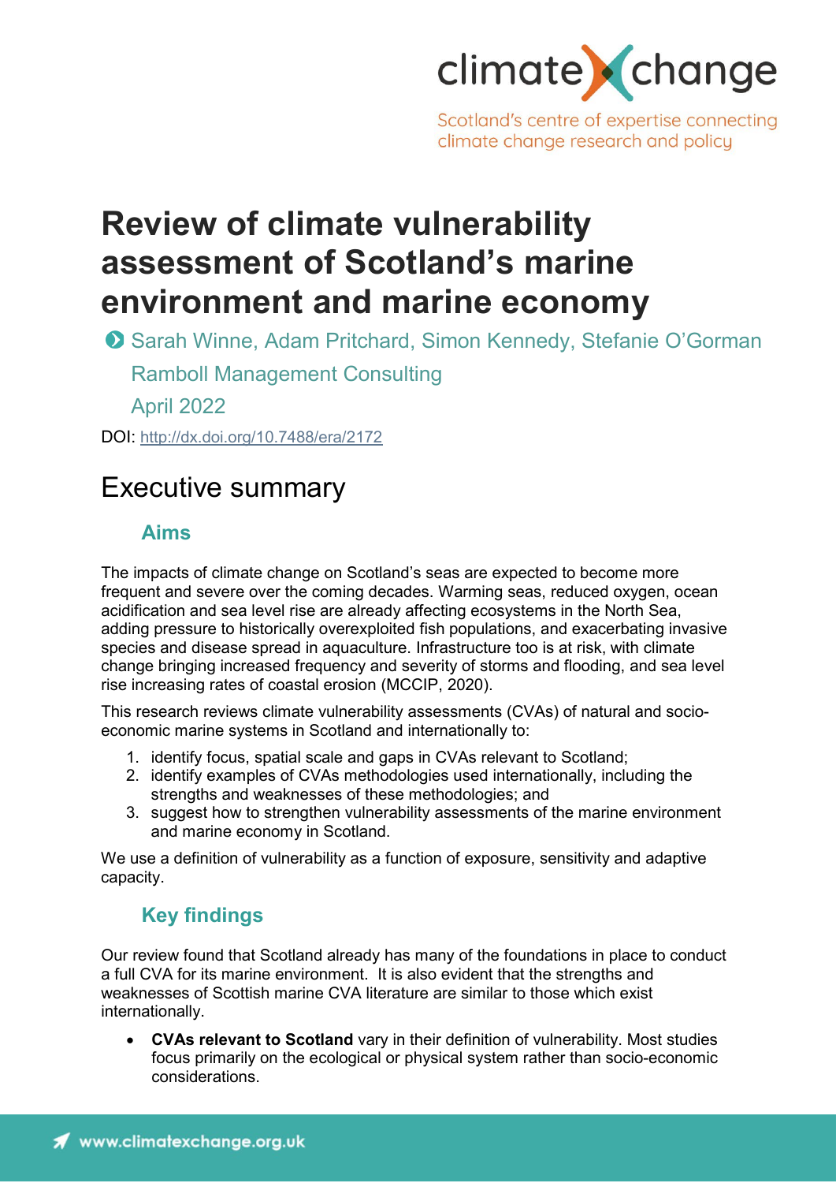climate change

Scotland's centre of expertise connecting climate change research and policy

# Review of climate vulnerability assessment of Scotland's marine environment and marine economy

Sarah Winne, Adam Pritchard, Simon Kennedy, Stefanie O'Gorman

Ramboll Management Consulting

April 2022

DOI: http://dx.doi.org/10.7488/era/2172

## Executive summary

### Aims

The impacts of climate change on Scotland's seas are expected to become more frequent and severe over the coming decades. Warming seas, reduced oxygen, ocean acidification and sea level rise are already affecting ecosystems in the North Sea, adding pressure to historically overexploited fish populations, and exacerbating invasive species and disease spread in aquaculture. Infrastructure too is at risk, with climate change bringing increased frequency and severity of storms and flooding, and sea level rise increasing rates of coastal erosion (MCCIP, 2020).

This research reviews climate vulnerability assessments (CVAs) of natural and socio-economic marine systems in Scotland and internationally to:

1. identify focus, spatial scale and gaps in CVAs relevant to Scotland;
2. identify examples of CVAs methodologies used internationally, including the strengths and weaknesses of these methodologies; and
3. suggest how to strengthen vulnerability assessments of the marine environment and marine economy in Scotland.

We use a definition of vulnerability as a function of exposure, sensitivity and adaptive capacity.

### Key findings

Our review found that Scotland already has many of the foundations in place to conduct a full CVA for its marine environment. It is also evident that the strengths and weaknesses of Scottish marine CVA literature are similar to those which exist internationally.

- **CVAs relevant to Scotland** vary in their definition of vulnerability. Most studies focus primarily on the ecological or physical system rather than socio-economic considerations.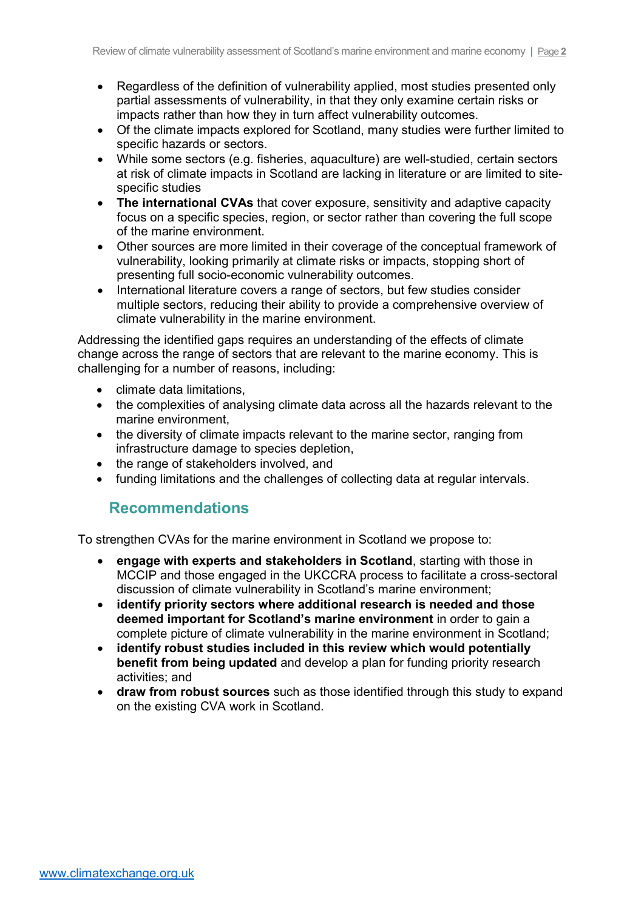- Regardless of the definition of vulnerability applied, most studies presented only partial assessments of vulnerability, in that they only examine certain risks or impacts rather than how they in turn affect vulnerability outcomes.
- Of the climate impacts explored for Scotland, many studies were further limited to specific hazards or sectors.
- While some sectors (e.g. fisheries, aquaculture) are well-studied, certain sectors at risk of climate impacts in Scotland are lacking in literature or are limited to site-specific studies
- **The international CVAs** that cover exposure, sensitivity and adaptive capacity focus on a specific species, region, or sector rather than covering the full scope of the marine environment.
- Other sources are more limited in their coverage of the conceptual framework of vulnerability, looking primarily at climate risks or impacts, stopping short of presenting full socio-economic vulnerability outcomes.
- International literature covers a range of sectors, but few studies consider multiple sectors, reducing their ability to provide a comprehensive overview of climate vulnerability in the marine environment.

Addressing the identified gaps requires an understanding of the effects of climate change across the range of sectors that are relevant to the marine economy. This is challenging for a number of reasons, including:

- climate data limitations,
- the complexities of analysing climate data across all the hazards relevant to the marine environment,
- the diversity of climate impacts relevant to the marine sector, ranging from infrastructure damage to species depletion,
- the range of stakeholders involved, and
- funding limitations and the challenges of collecting data at regular intervals.

## Recommendations

To strengthen CVAs for the marine environment in Scotland we propose to:

- **engage with experts and stakeholders in Scotland**, starting with those in MCCIP and those engaged in the UKCCRA process to facilitate a cross-sectoral discussion of climate vulnerability in Scotland's marine environment;
- **identify priority sectors where additional research is needed and those deemed important for Scotland's marine environment** in order to gain a complete picture of climate vulnerability in the marine environment in Scotland;
- **identify robust studies included in this review which would potentially benefit from being updated** and develop a plan for funding priority research activities; and
- **draw from robust sources** such as those identified through this study to expand on the existing CVA work in Scotland.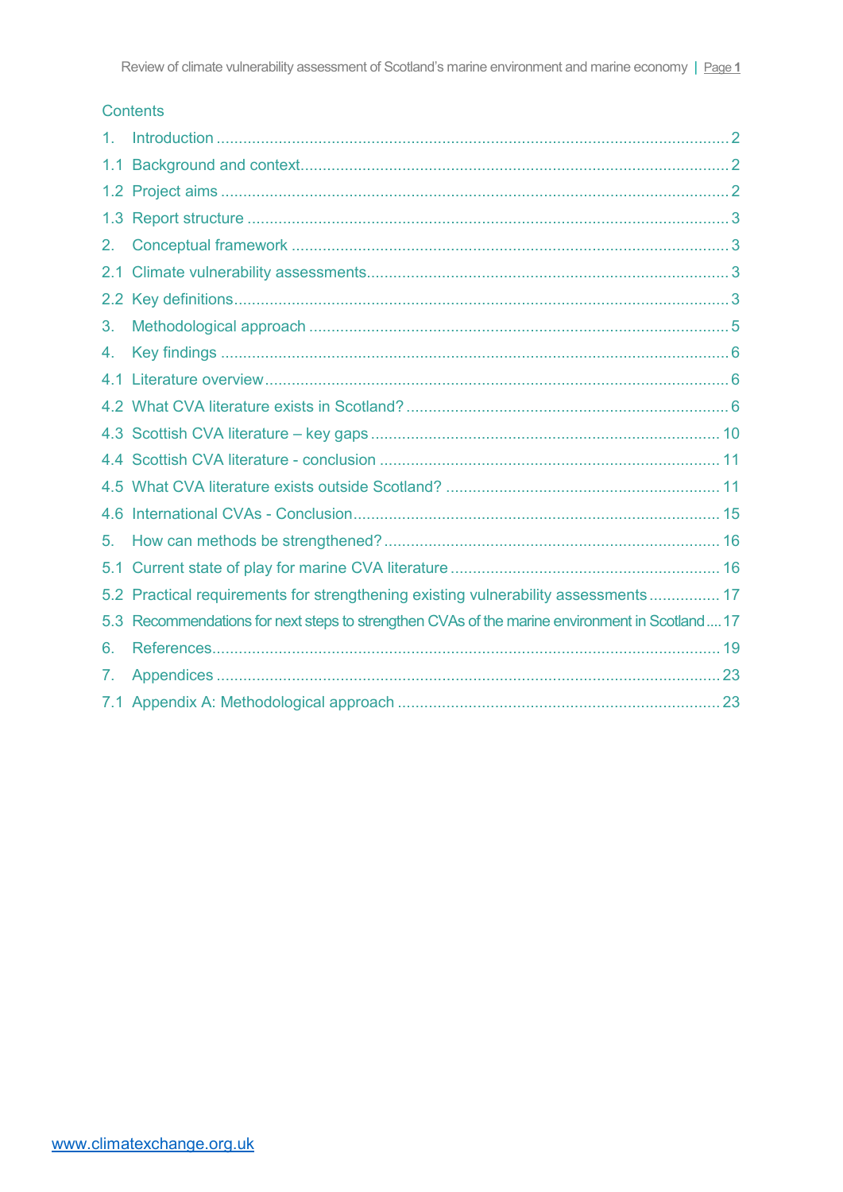## Contents

1. Introduction ........ 2
1.1 Background and context ........ 2
1.2 Project aims ........ 2
1.3 Report structure ........ 3
2. Conceptual framework ........ 3
2.1 Climate vulnerability assessments ........ 3
2.2 Key definitions ........ 3
3. Methodological approach ........ 5
4. Key findings ........ 6
4.1 Literature overview ........ 6
4.2 What CVA literature exists in Scotland? ........ 6
4.3 Scottish CVA literature – key gaps ........ 10
4.4 Scottish CVA literature - conclusion ........ 11
4.5 What CVA literature exists outside Scotland? ........ 11
4.6 International CVAs - Conclusion ........ 15
5. How can methods be strengthened? ........ 16
5.1 Current state of play for marine CVA literature ........ 16
5.2 Practical requirements for strengthening existing vulnerability assessments ........ 17
5.3 Recommendations for next steps to strengthen CVAs of the marine environment in Scotland ........ 17
6. References ........ 19
7. Appendices ........ 23
7.1 Appendix A: Methodological approach ........ 23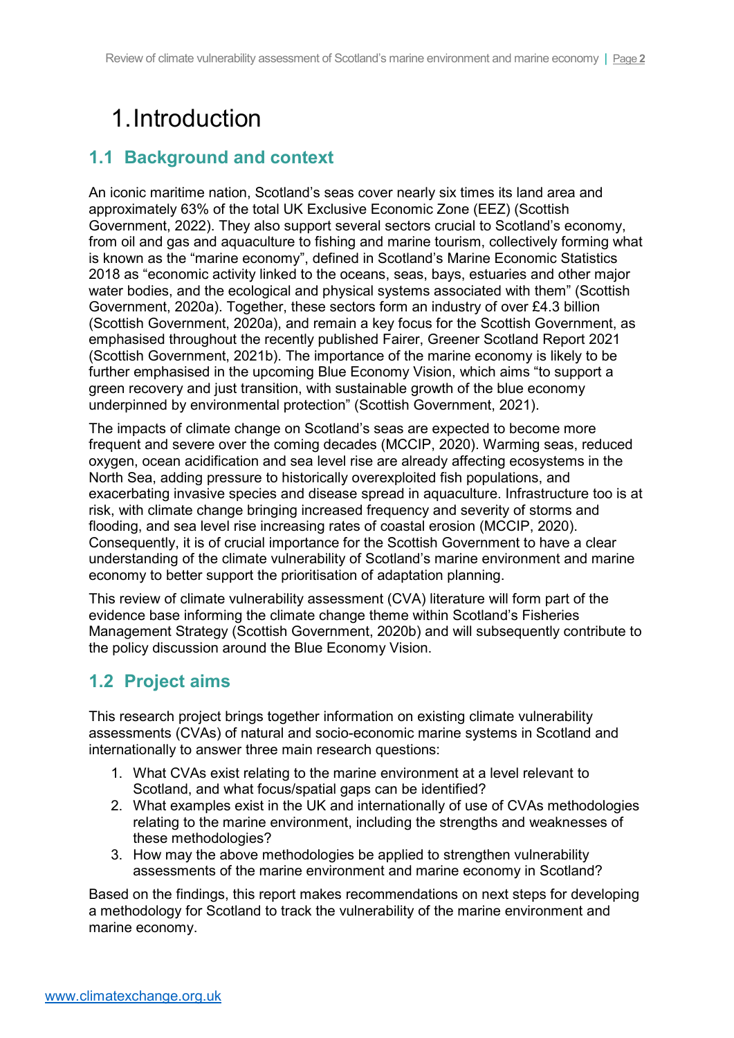# 1. Introduction

## 1.1 Background and context

An iconic maritime nation, Scotland's seas cover nearly six times its land area and approximately 63% of the total UK Exclusive Economic Zone (EEZ) (Scottish Government, 2022). They also support several sectors crucial to Scotland's economy, from oil and gas and aquaculture to fishing and marine tourism, collectively forming what is known as the "marine economy", defined in Scotland's Marine Economic Statistics 2018 as "economic activity linked to the oceans, seas, bays, estuaries and other major water bodies, and the ecological and physical systems associated with them" (Scottish Government, 2020a). Together, these sectors form an industry of over £4.3 billion (Scottish Government, 2020a), and remain a key focus for the Scottish Government, as emphasised throughout the recently published Fairer, Greener Scotland Report 2021 (Scottish Government, 2021b). The importance of the marine economy is likely to be further emphasised in the upcoming Blue Economy Vision, which aims "to support a green recovery and just transition, with sustainable growth of the blue economy underpinned by environmental protection" (Scottish Government, 2021).

The impacts of climate change on Scotland's seas are expected to become more frequent and severe over the coming decades (MCCIP, 2020). Warming seas, reduced oxygen, ocean acidification and sea level rise are already affecting ecosystems in the North Sea, adding pressure to historically overexploited fish populations, and exacerbating invasive species and disease spread in aquaculture. Infrastructure too is at risk, with climate change bringing increased frequency and severity of storms and flooding, and sea level rise increasing rates of coastal erosion (MCCIP, 2020). Consequently, it is of crucial importance for the Scottish Government to have a clear understanding of the climate vulnerability of Scotland's marine environment and marine economy to better support the prioritisation of adaptation planning.

This review of climate vulnerability assessment (CVA) literature will form part of the evidence base informing the climate change theme within Scotland's Fisheries Management Strategy (Scottish Government, 2020b) and will subsequently contribute to the policy discussion around the Blue Economy Vision.

## 1.2 Project aims

This research project brings together information on existing climate vulnerability assessments (CVAs) of natural and socio-economic marine systems in Scotland and internationally to answer three main research questions:

1. What CVAs exist relating to the marine environment at a level relevant to Scotland, and what focus/spatial gaps can be identified?
2. What examples exist in the UK and internationally of use of CVAs methodologies relating to the marine environment, including the strengths and weaknesses of these methodologies?
3. How may the above methodologies be applied to strengthen vulnerability assessments of the marine environment and marine economy in Scotland?

Based on the findings, this report makes recommendations on next steps for developing a methodology for Scotland to track the vulnerability of the marine environment and marine economy.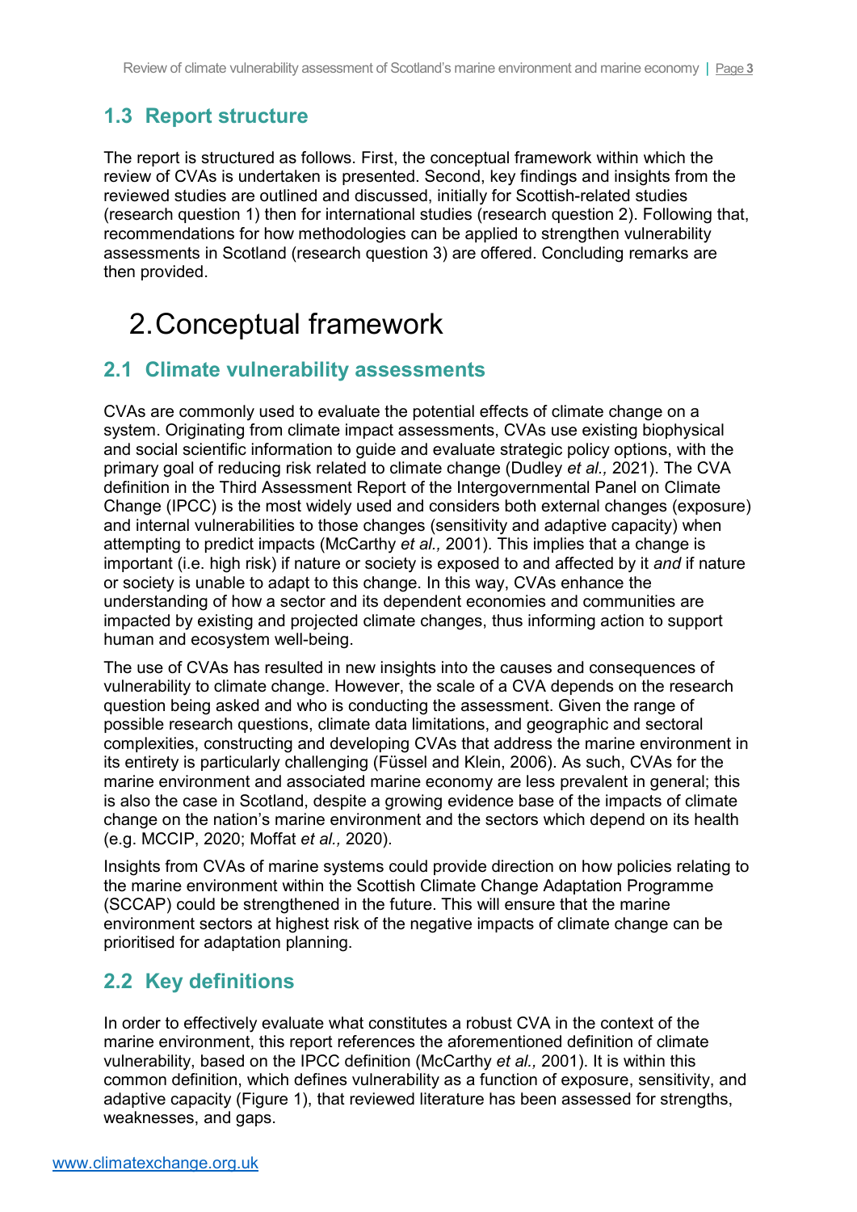## 1.3 Report structure

The report is structured as follows. First, the conceptual framework within which the review of CVAs is undertaken is presented. Second, key findings and insights from the reviewed studies are outlined and discussed, initially for Scottish-related studies (research question 1) then for international studies (research question 2). Following that, recommendations for how methodologies can be applied to strengthen vulnerability assessments in Scotland (research question 3) are offered. Concluding remarks are then provided.

# 2. Conceptual framework

## 2.1 Climate vulnerability assessments

CVAs are commonly used to evaluate the potential effects of climate change on a system. Originating from climate impact assessments, CVAs use existing biophysical and social scientific information to guide and evaluate strategic policy options, with the primary goal of reducing risk related to climate change (Dudley *et al.,* 2021). The CVA definition in the Third Assessment Report of the Intergovernmental Panel on Climate Change (IPCC) is the most widely used and considers both external changes (exposure) and internal vulnerabilities to those changes (sensitivity and adaptive capacity) when attempting to predict impacts (McCarthy *et al.,* 2001). This implies that a change is important (i.e. high risk) if nature or society is exposed to and affected by it *and* if nature or society is unable to adapt to this change. In this way, CVAs enhance the understanding of how a sector and its dependent economies and communities are impacted by existing and projected climate changes, thus informing action to support human and ecosystem well-being.

The use of CVAs has resulted in new insights into the causes and consequences of vulnerability to climate change. However, the scale of a CVA depends on the research question being asked and who is conducting the assessment. Given the range of possible research questions, climate data limitations, and geographic and sectoral complexities, constructing and developing CVAs that address the marine environment in its entirety is particularly challenging (Füssel and Klein, 2006). As such, CVAs for the marine environment and associated marine economy are less prevalent in general; this is also the case in Scotland, despite a growing evidence base of the impacts of climate change on the nation's marine environment and the sectors which depend on its health (e.g. MCCIP, 2020; Moffat *et al.,* 2020).

Insights from CVAs of marine systems could provide direction on how policies relating to the marine environment within the Scottish Climate Change Adaptation Programme (SCCAP) could be strengthened in the future. This will ensure that the marine environment sectors at highest risk of the negative impacts of climate change can be prioritised for adaptation planning.

## 2.2 Key definitions

In order to effectively evaluate what constitutes a robust CVA in the context of the marine environment, this report references the aforementioned definition of climate vulnerability, based on the IPCC definition (McCarthy *et al.,* 2001). It is within this common definition, which defines vulnerability as a function of exposure, sensitivity, and adaptive capacity (Figure 1), that reviewed literature has been assessed for strengths, weaknesses, and gaps.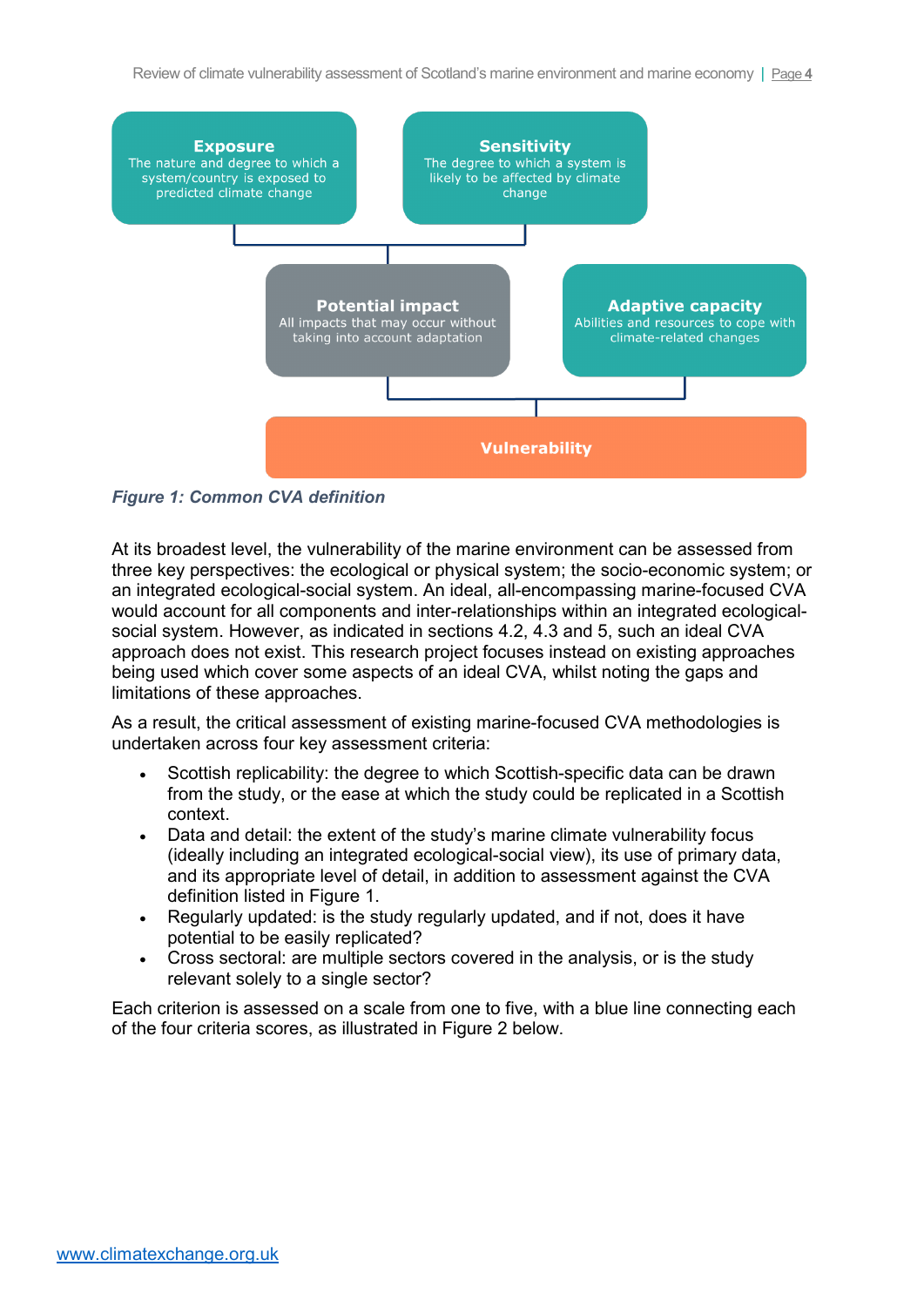**Exposure**
The nature and degree to which a system/country is exposed to predicted climate change

**Sensitivity**
The degree to which a system is likely to be affected by climate change

**Potential impact**
All impacts that may occur without taking into account adaptation

**Adaptive capacity**
Abilities and resources to cope with climate-related changes

**Vulnerability**

*Figure 1: Common CVA definition*

At its broadest level, the vulnerability of the marine environment can be assessed from three key perspectives: the ecological or physical system; the socio-economic system; or an integrated ecological-social system. An ideal, all-encompassing marine-focused CVA would account for all components and inter-relationships within an integrated ecological-social system. However, as indicated in sections 4.2, 4.3 and 5, such an ideal CVA approach does not exist. This research project focuses instead on existing approaches being used which cover some aspects of an ideal CVA, whilst noting the gaps and limitations of these approaches.

As a result, the critical assessment of existing marine-focused CVA methodologies is undertaken across four key assessment criteria:

- Scottish replicability: the degree to which Scottish-specific data can be drawn from the study, or the ease at which the study could be replicated in a Scottish context.
- Data and detail: the extent of the study's marine climate vulnerability focus (ideally including an integrated ecological-social view), its use of primary data, and its appropriate level of detail, in addition to assessment against the CVA definition listed in Figure 1.
- Regularly updated: is the study regularly updated, and if not, does it have potential to be easily replicated?
- Cross sectoral: are multiple sectors covered in the analysis, or is the study relevant solely to a single sector?

Each criterion is assessed on a scale from one to five, with a blue line connecting each of the four criteria scores, as illustrated in Figure 2 below.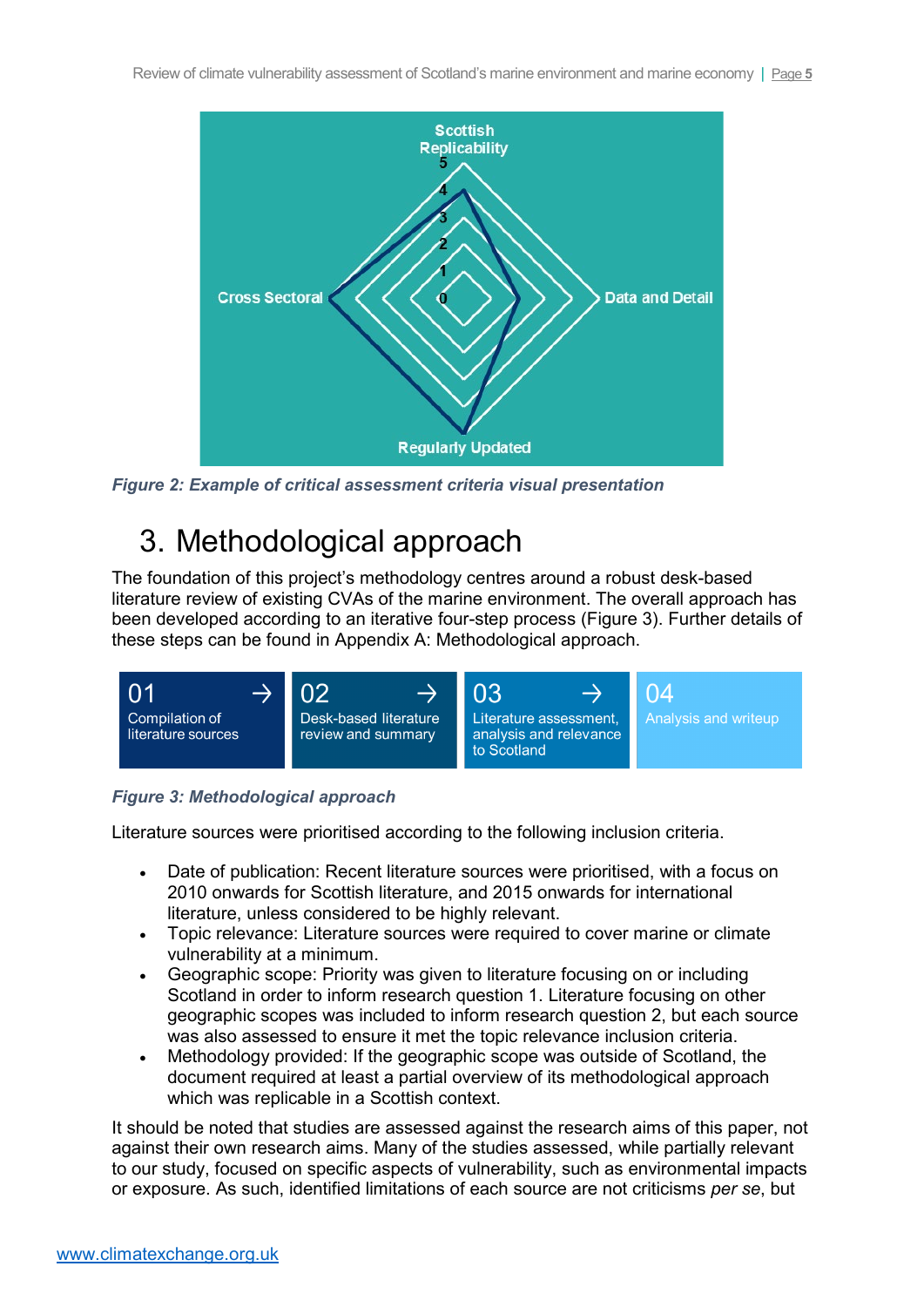Figure 2: *Example of critical assessment criteria visual presentation*

# 3. Methodological approach

The foundation of this project's methodology centres around a robust desk-based literature review of existing CVAs of the marine environment. The overall approach has been developed according to an iterative four-step process (Figure 3). Further details of these steps can be found in Appendix A: Methodological approach.

| 01 → | 02 → | 03 → | 04 |
|---|---|---|---|
| Compilation of literature sources | Desk-based literature review and summary | Literature assessment, analysis and relevance to Scotland | Analysis and writeup |

***Figure 3: Methodological approach***

Literature sources were prioritised according to the following inclusion criteria.

- Date of publication: Recent literature sources were prioritised, with a focus on 2010 onwards for Scottish literature, and 2015 onwards for international literature, unless considered to be highly relevant.
- Topic relevance: Literature sources were required to cover marine or climate vulnerability at a minimum.
- Geographic scope: Priority was given to literature focusing on or including Scotland in order to inform research question 1. Literature focusing on other geographic scopes was included to inform research question 2, but each source was also assessed to ensure it met the topic relevance inclusion criteria.
- Methodology provided: If the geographic scope was outside of Scotland, the document required at least a partial overview of its methodological approach which was replicable in a Scottish context.

It should be noted that studies are assessed against the research aims of this paper, not against their own research aims. Many of the studies assessed, while partially relevant to our study, focused on specific aspects of vulnerability, such as environmental impacts or exposure. As such, identified limitations of each source are not criticisms *per se*, but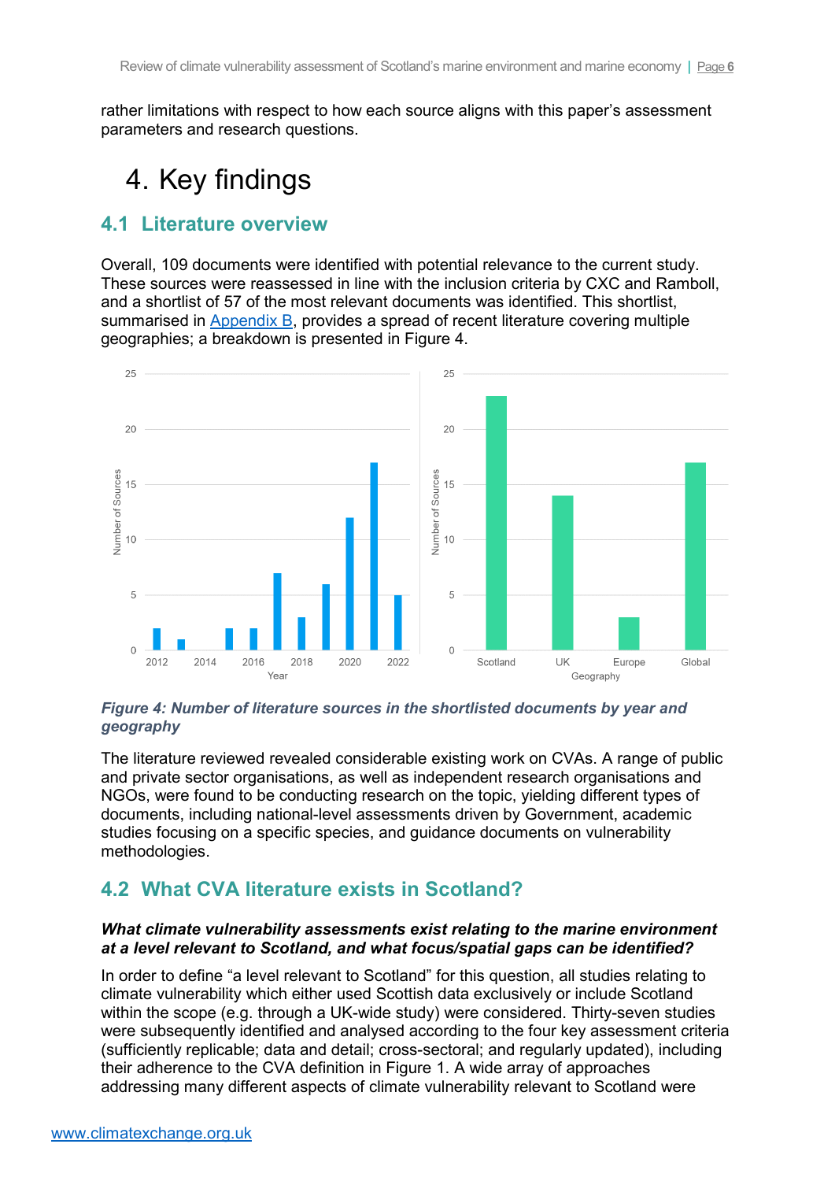rather limitations with respect to how each source aligns with this paper's assessment parameters and research questions.

# 4. Key findings

## 4.1 Literature overview

Overall, 109 documents were identified with potential relevance to the current study. These sources were reassessed in line with the inclusion criteria by CXC and Ramboll, and a shortlist of 57 of the most relevant documents was identified. This shortlist, summarised in Appendix B, provides a spread of recent literature covering multiple geographies; a breakdown is presented in Figure 4.

***Figure 4: Number of literature sources in the shortlisted documents by year and geography***

The literature reviewed revealed considerable existing work on CVAs. A range of public and private sector organisations, as well as independent research organisations and NGOs, were found to be conducting research on the topic, yielding different types of documents, including national-level assessments driven by Government, academic studies focusing on a specific species, and guidance documents on vulnerability methodologies.

## 4.2 What CVA literature exists in Scotland?

***What climate vulnerability assessments exist relating to the marine environment at a level relevant to Scotland, and what focus/spatial gaps can be identified?***

In order to define "a level relevant to Scotland" for this question, all studies relating to climate vulnerability which either used Scottish data exclusively or include Scotland within the scope (e.g. through a UK-wide study) were considered. Thirty-seven studies were subsequently identified and analysed according to the four key assessment criteria (sufficiently replicable; data and detail; cross-sectoral; and regularly updated), including their adherence to the CVA definition in Figure 1. A wide array of approaches addressing many different aspects of climate vulnerability relevant to Scotland were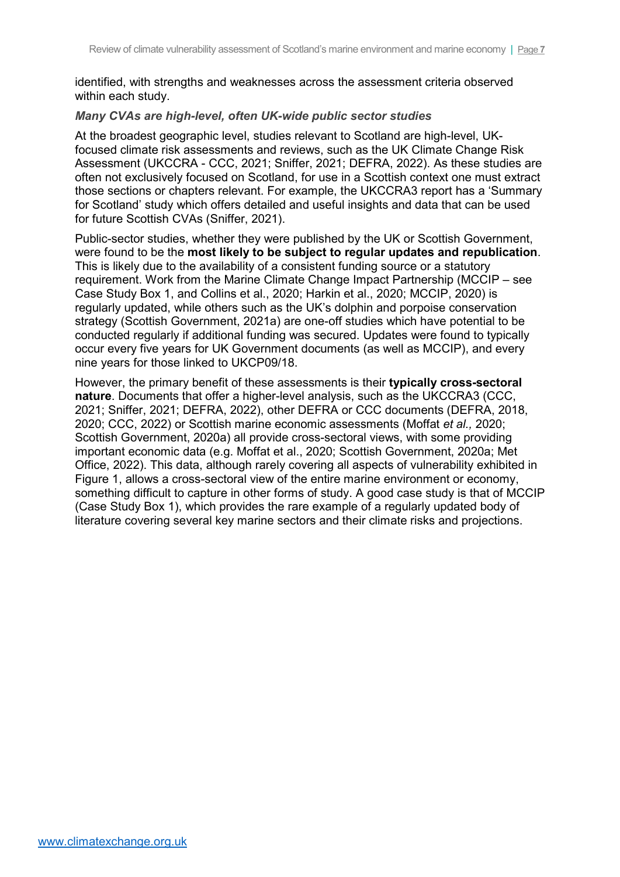identified, with strengths and weaknesses across the assessment criteria observed within each study.

*Many CVAs are high-level, often UK-wide public sector studies*

At the broadest geographic level, studies relevant to Scotland are high-level, UK-focused climate risk assessments and reviews, such as the UK Climate Change Risk Assessment (UKCCRA - CCC, 2021; Sniffer, 2021; DEFRA, 2022). As these studies are often not exclusively focused on Scotland, for use in a Scottish context one must extract those sections or chapters relevant. For example, the UKCCRA3 report has a 'Summary for Scotland' study which offers detailed and useful insights and data that can be used for future Scottish CVAs (Sniffer, 2021).

Public-sector studies, whether they were published by the UK or Scottish Government, were found to be the **most likely to be subject to regular updates and republication**. This is likely due to the availability of a consistent funding source or a statutory requirement. Work from the Marine Climate Change Impact Partnership (MCCIP – see Case Study Box 1, and Collins et al., 2020; Harkin et al., 2020; MCCIP, 2020) is regularly updated, while others such as the UK's dolphin and porpoise conservation strategy (Scottish Government, 2021a) are one-off studies which have potential to be conducted regularly if additional funding was secured. Updates were found to typically occur every five years for UK Government documents (as well as MCCIP), and every nine years for those linked to UKCP09/18.

However, the primary benefit of these assessments is their **typically cross-sectoral nature**. Documents that offer a higher-level analysis, such as the UKCCRA3 (CCC, 2021; Sniffer, 2021; DEFRA, 2022), other DEFRA or CCC documents (DEFRA, 2018, 2020; CCC, 2022) or Scottish marine economic assessments (Moffat *et al.,* 2020; Scottish Government, 2020a) all provide cross-sectoral views, with some providing important economic data (e.g. Moffat et al., 2020; Scottish Government, 2020a; Met Office, 2022). This data, although rarely covering all aspects of vulnerability exhibited in Figure 1, allows a cross-sectoral view of the entire marine environment or economy, something difficult to capture in other forms of study. A good case study is that of MCCIP (Case Study Box 1), which provides the rare example of a regularly updated body of literature covering several key marine sectors and their climate risks and projections.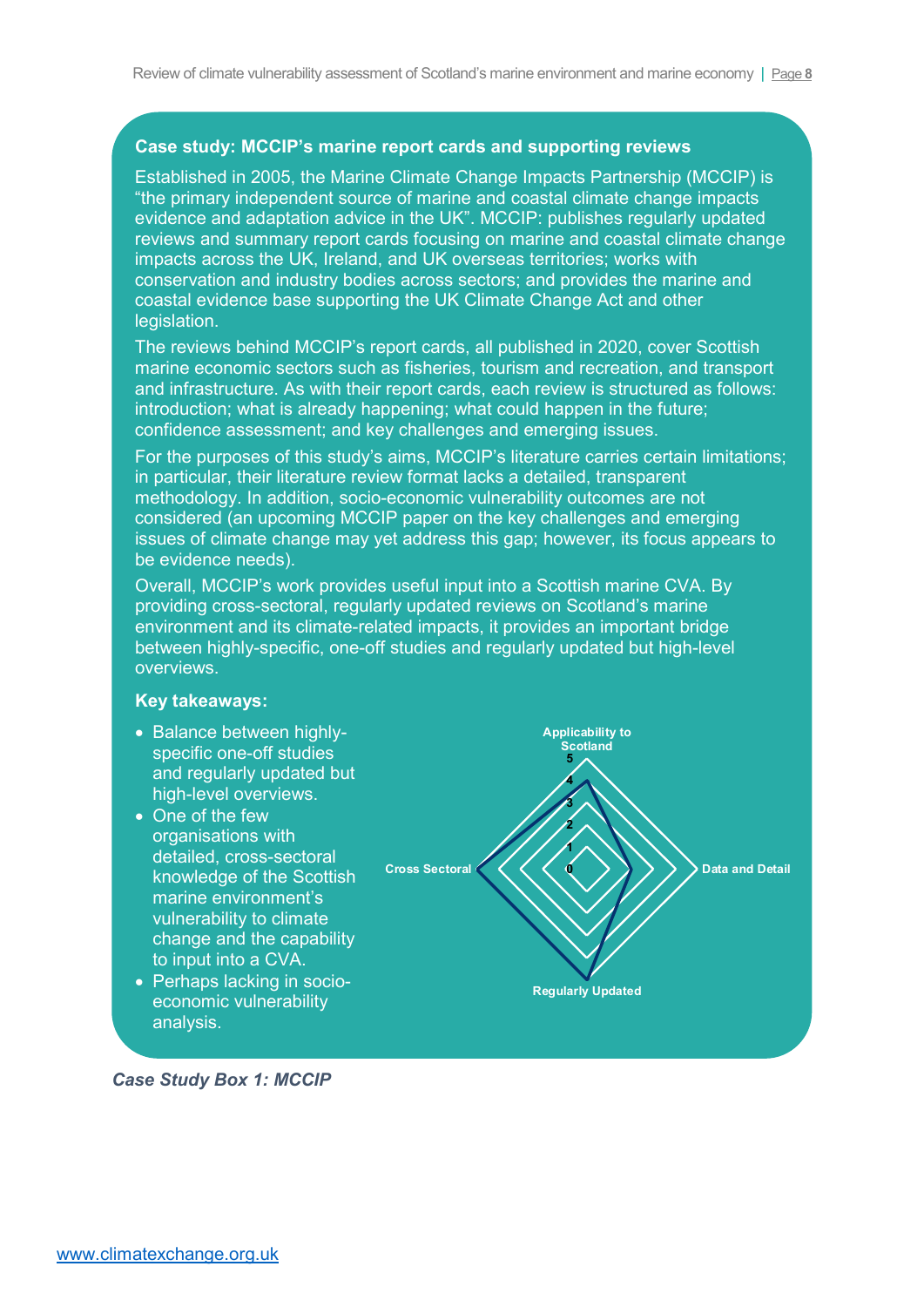### Case study: MCCIP's marine report cards and supporting reviews

Established in 2005, the Marine Climate Change Impacts Partnership (MCCIP) is "the primary independent source of marine and coastal climate change impacts evidence and adaptation advice in the UK". MCCIP: publishes regularly updated reviews and summary report cards focusing on marine and coastal climate change impacts across the UK, Ireland, and UK overseas territories; works with conservation and industry bodies across sectors; and provides the marine and coastal evidence base supporting the UK Climate Change Act and other legislation.

The reviews behind MCCIP's report cards, all published in 2020, cover Scottish marine economic sectors such as fisheries, tourism and recreation, and transport and infrastructure. As with their report cards, each review is structured as follows: introduction; what is already happening; what could happen in the future; confidence assessment; and key challenges and emerging issues.

For the purposes of this study's aims, MCCIP's literature carries certain limitations; in particular, their literature review format lacks a detailed, transparent methodology. In addition, socio-economic vulnerability outcomes are not considered (an upcoming MCCIP paper on the key challenges and emerging issues of climate change may yet address this gap; however, its focus appears to be evidence needs).

Overall, MCCIP's work provides useful input into a Scottish marine CVA. By providing cross-sectoral, regularly updated reviews on Scotland's marine environment and its climate-related impacts, it provides an important bridge between highly-specific, one-off studies and regularly updated but high-level overviews.

**Key takeaways:**

- Balance between highly-specific one-off studies and regularly updated but high-level overviews.
- One of the few organisations with detailed, cross-sectoral knowledge of the Scottish marine environment's vulnerability to climate change and the capability to input into a CVA.
- Perhaps lacking in socio-economic vulnerability analysis.

| Criterion | Score |
|---|---|
| Applicability to Scotland | 4 |
| Data and Detail | 2 |
| Regularly Updated | 5 |
| Cross Sectoral | 5 |

*Case Study Box 1: MCCIP*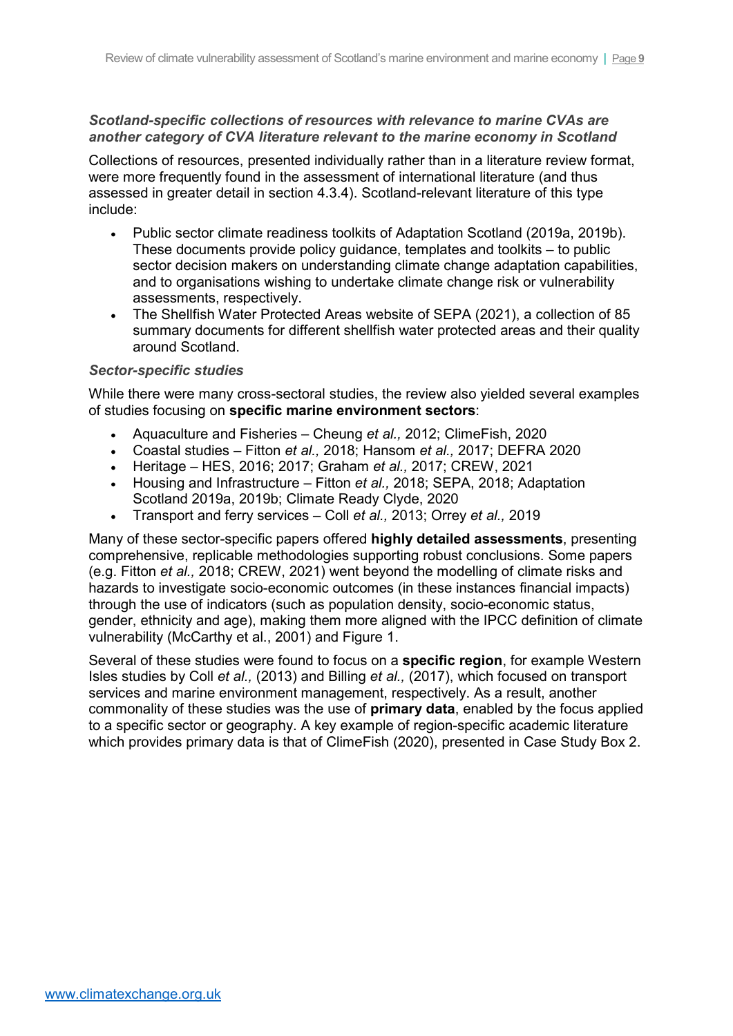***Scotland-specific collections of resources with relevance to marine CVAs are another category of CVA literature relevant to the marine economy in Scotland***

Collections of resources, presented individually rather than in a literature review format, were more frequently found in the assessment of international literature (and thus assessed in greater detail in section 4.3.4). Scotland-relevant literature of this type include:

- Public sector climate readiness toolkits of Adaptation Scotland (2019a, 2019b). These documents provide policy guidance, templates and toolkits – to public sector decision makers on understanding climate change adaptation capabilities, and to organisations wishing to undertake climate change risk or vulnerability assessments, respectively.
- The Shellfish Water Protected Areas website of SEPA (2021), a collection of 85 summary documents for different shellfish water protected areas and their quality around Scotland.

***Sector-specific studies***

While there were many cross-sectoral studies, the review also yielded several examples of studies focusing on **specific marine environment sectors**:

- Aquaculture and Fisheries – Cheung *et al.,* 2012; ClimeFish, 2020
- Coastal studies – Fitton *et al.,* 2018; Hansom *et al.,* 2017; DEFRA 2020
- Heritage – HES, 2016; 2017; Graham *et al.,* 2017; CREW, 2021
- Housing and Infrastructure – Fitton *et al.,* 2018; SEPA, 2018; Adaptation Scotland 2019a, 2019b; Climate Ready Clyde, 2020
- Transport and ferry services – Coll *et al.,* 2013; Orrey *et al.,* 2019

Many of these sector-specific papers offered **highly detailed assessments**, presenting comprehensive, replicable methodologies supporting robust conclusions. Some papers (e.g. Fitton *et al.,* 2018; CREW, 2021) went beyond the modelling of climate risks and hazards to investigate socio-economic outcomes (in these instances financial impacts) through the use of indicators (such as population density, socio-economic status, gender, ethnicity and age), making them more aligned with the IPCC definition of climate vulnerability (McCarthy et al., 2001) and Figure 1.

Several of these studies were found to focus on a **specific region**, for example Western Isles studies by Coll *et al.,* (2013) and Billing *et al.,* (2017), which focused on transport services and marine environment management, respectively. As a result, another commonality of these studies was the use of **primary data**, enabled by the focus applied to a specific sector or geography. A key example of region-specific academic literature which provides primary data is that of ClimeFish (2020), presented in Case Study Box 2.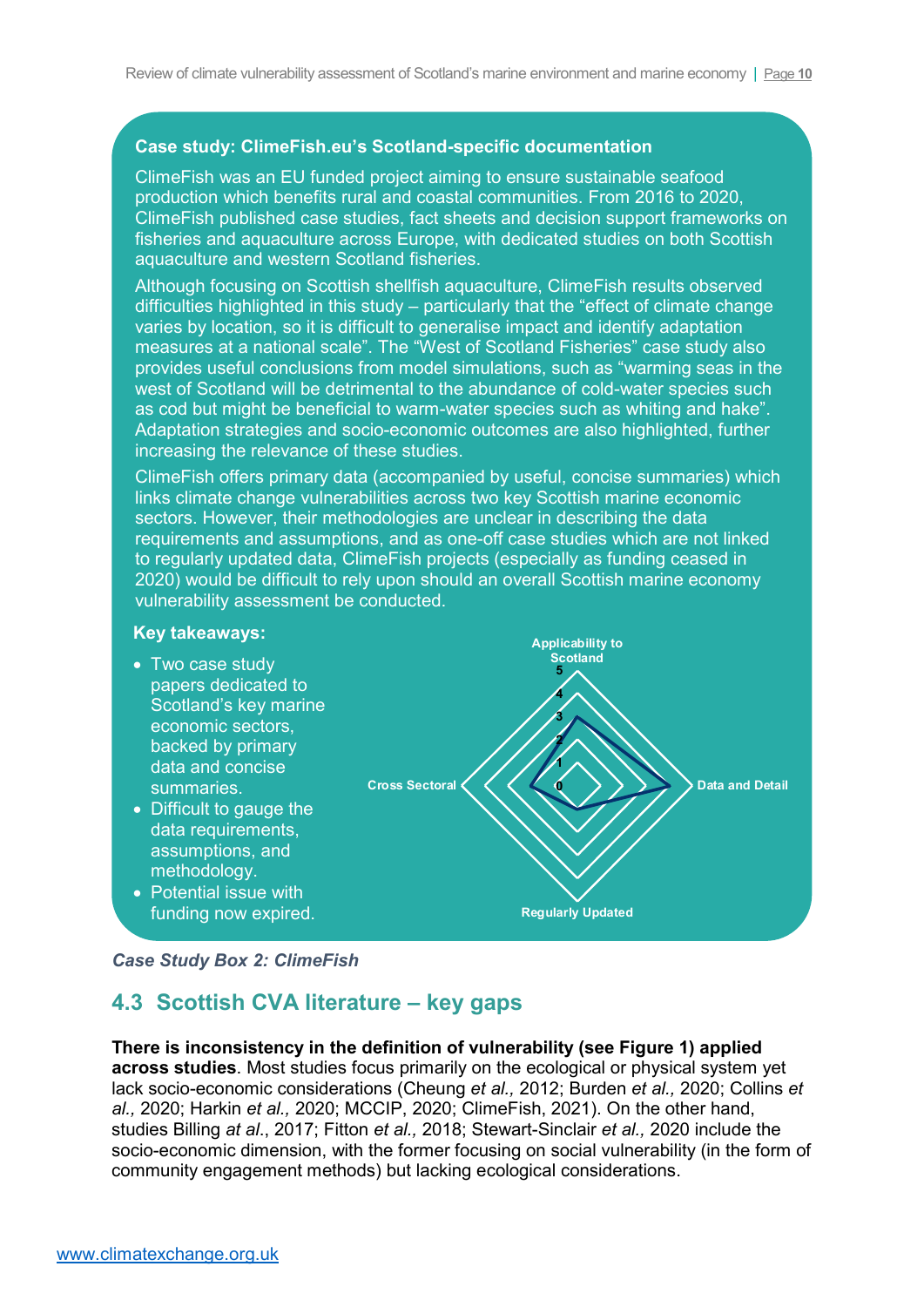### Case study: ClimeFish.eu's Scotland-specific documentation

ClimeFish was an EU funded project aiming to ensure sustainable seafood production which benefits rural and coastal communities. From 2016 to 2020, ClimeFish published case studies, fact sheets and decision support frameworks on fisheries and aquaculture across Europe, with dedicated studies on both Scottish aquaculture and western Scotland fisheries.

Although focusing on Scottish shellfish aquaculture, ClimeFish results observed difficulties highlighted in this study – particularly that the "effect of climate change varies by location, so it is difficult to generalise impact and identify adaptation measures at a national scale". The "West of Scotland Fisheries" case study also provides useful conclusions from model simulations, such as "warming seas in the west of Scotland will be detrimental to the abundance of cold-water species such as cod but might be beneficial to warm-water species such as whiting and hake". Adaptation strategies and socio-economic outcomes are also highlighted, further increasing the relevance of these studies.

ClimeFish offers primary data (accompanied by useful, concise summaries) which links climate change vulnerabilities across two key Scottish marine economic sectors. However, their methodologies are unclear in describing the data requirements and assumptions, and as one-off case studies which are not linked to regularly updated data, ClimeFish projects (especially as funding ceased in 2020) would be difficult to rely upon should an overall Scottish marine economy vulnerability assessment be conducted.

**Key takeaways:**

- Two case study papers dedicated to Scotland's key marine economic sectors, backed by primary data and concise summaries.
- Difficult to gauge the data requirements, assumptions, and methodology.
- Potential issue with funding now expired.

Applicability to Scotland
5
4
3
2
1
0
Cross Sectoral
Data and Detail
Regularly Updated

*Case Study Box 2: ClimeFish*

## 4.3 Scottish CVA literature – key gaps

**There is inconsistency in the definition of vulnerability (see Figure 1) applied across studies**. Most studies focus primarily on the ecological or physical system yet lack socio-economic considerations (Cheung *et al.,* 2012; Burden *et al.,* 2020; Collins *et al.,* 2020; Harkin *et al.,* 2020; MCCIP, 2020; ClimeFish, 2021). On the other hand, studies Billing *at al*., 2017; Fitton *et al.,* 2018; Stewart-Sinclair *et al.,* 2020 include the socio-economic dimension, with the former focusing on social vulnerability (in the form of community engagement methods) but lacking ecological considerations.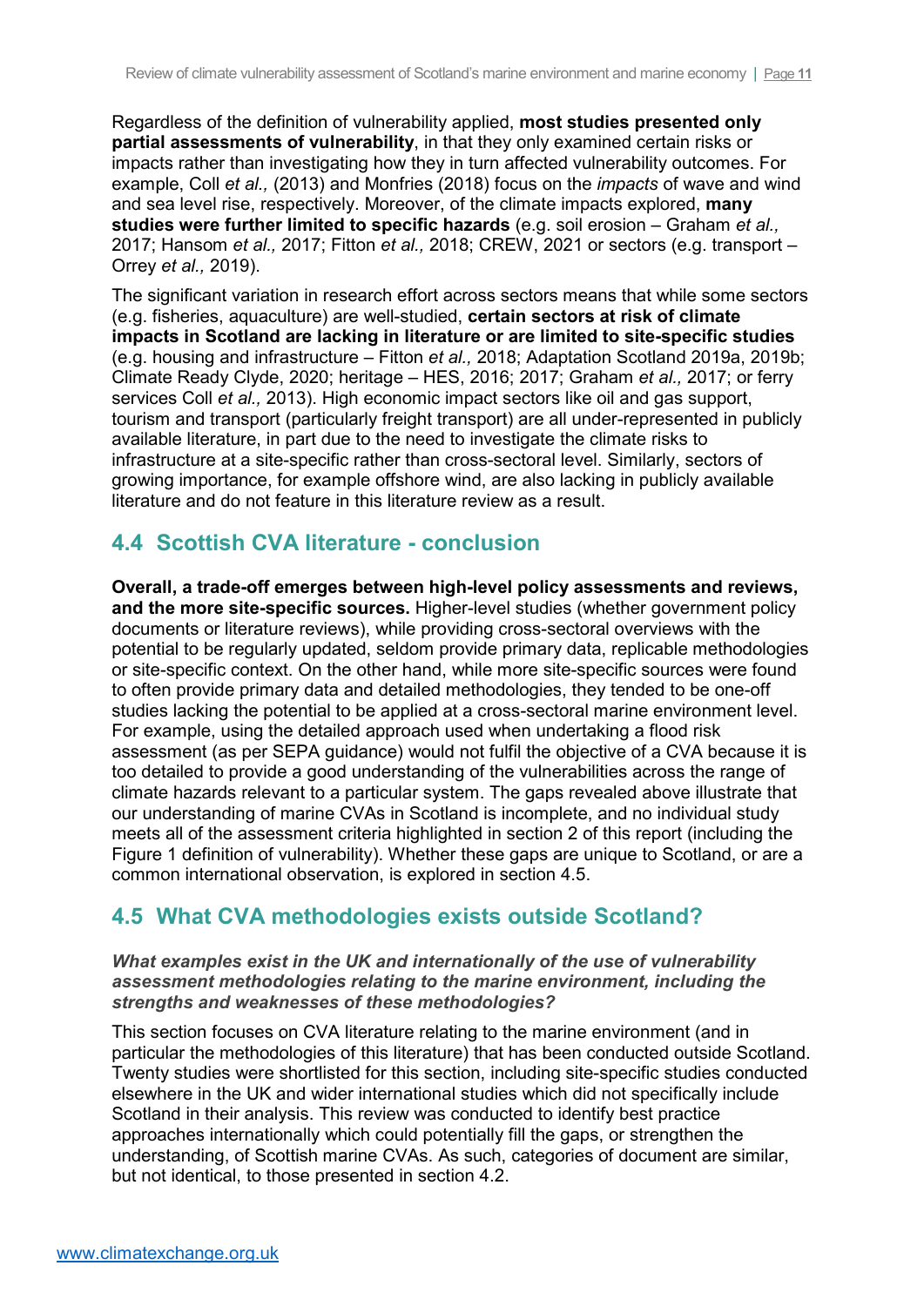Regardless of the definition of vulnerability applied, **most studies presented only partial assessments of vulnerability**, in that they only examined certain risks or impacts rather than investigating how they in turn affected vulnerability outcomes. For example, Coll *et al.,* (2013) and Monfries (2018) focus on the *impacts* of wave and wind and sea level rise, respectively. Moreover, of the climate impacts explored, **many studies were further limited to specific hazards** (e.g. soil erosion – Graham *et al.,* 2017; Hansom *et al.,* 2017; Fitton *et al.,* 2018; CREW, 2021 or sectors (e.g. transport – Orrey *et al.,* 2019).

The significant variation in research effort across sectors means that while some sectors (e.g. fisheries, aquaculture) are well-studied, **certain sectors at risk of climate impacts in Scotland are lacking in literature or are limited to site-specific studies** (e.g. housing and infrastructure – Fitton *et al.,* 2018; Adaptation Scotland 2019a, 2019b; Climate Ready Clyde, 2020; heritage – HES, 2016; 2017; Graham *et al.,* 2017; or ferry services Coll *et al.,* 2013). High economic impact sectors like oil and gas support, tourism and transport (particularly freight transport) are all under-represented in publicly available literature, in part due to the need to investigate the climate risks to infrastructure at a site-specific rather than cross-sectoral level. Similarly, sectors of growing importance, for example offshore wind, are also lacking in publicly available literature and do not feature in this literature review as a result.

## 4.4 Scottish CVA literature - conclusion

**Overall, a trade-off emerges between high-level policy assessments and reviews, and the more site-specific sources.** Higher-level studies (whether government policy documents or literature reviews), while providing cross-sectoral overviews with the potential to be regularly updated, seldom provide primary data, replicable methodologies or site-specific context. On the other hand, while more site-specific sources were found to often provide primary data and detailed methodologies, they tended to be one-off studies lacking the potential to be applied at a cross-sectoral marine environment level. For example, using the detailed approach used when undertaking a flood risk assessment (as per SEPA guidance) would not fulfil the objective of a CVA because it is too detailed to provide a good understanding of the vulnerabilities across the range of climate hazards relevant to a particular system. The gaps revealed above illustrate that our understanding of marine CVAs in Scotland is incomplete, and no individual study meets all of the assessment criteria highlighted in section 2 of this report (including the Figure 1 definition of vulnerability). Whether these gaps are unique to Scotland, or are a common international observation, is explored in section 4.5.

## 4.5 What CVA methodologies exists outside Scotland?

***What examples exist in the UK and internationally of the use of vulnerability assessment methodologies relating to the marine environment, including the strengths and weaknesses of these methodologies?***

This section focuses on CVA literature relating to the marine environment (and in particular the methodologies of this literature) that has been conducted outside Scotland. Twenty studies were shortlisted for this section, including site-specific studies conducted elsewhere in the UK and wider international studies which did not specifically include Scotland in their analysis. This review was conducted to identify best practice approaches internationally which could potentially fill the gaps, or strengthen the understanding, of Scottish marine CVAs. As such, categories of document are similar, but not identical, to those presented in section 4.2.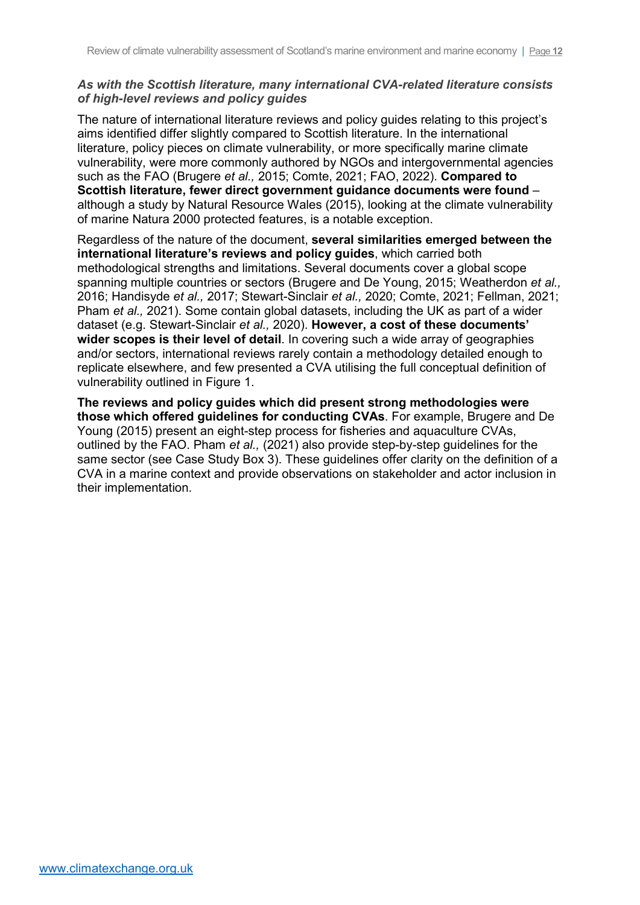### *As with the Scottish literature, many international CVA-related literature consists of high-level reviews and policy guides*

The nature of international literature reviews and policy guides relating to this project's aims identified differ slightly compared to Scottish literature. In the international literature, policy pieces on climate vulnerability, or more specifically marine climate vulnerability, were more commonly authored by NGOs and intergovernmental agencies such as the FAO (Brugere *et al.,* 2015; Comte, 2021; FAO, 2022). **Compared to Scottish literature, fewer direct government guidance documents were found** – although a study by Natural Resource Wales (2015), looking at the climate vulnerability of marine Natura 2000 protected features, is a notable exception.

Regardless of the nature of the document, **several similarities emerged between the international literature's reviews and policy guides**, which carried both methodological strengths and limitations. Several documents cover a global scope spanning multiple countries or sectors (Brugere and De Young, 2015; Weatherdon *et al.,* 2016; Handisyde *et al.,* 2017; Stewart-Sinclair *et al.,* 2020; Comte, 2021; Fellman, 2021; Pham *et al.,* 2021). Some contain global datasets, including the UK as part of a wider dataset (e.g. Stewart-Sinclair *et al.,* 2020). **However, a cost of these documents' wider scopes is their level of detail**. In covering such a wide array of geographies and/or sectors, international reviews rarely contain a methodology detailed enough to replicate elsewhere, and few presented a CVA utilising the full conceptual definition of vulnerability outlined in Figure 1.

**The reviews and policy guides which did present strong methodologies were those which offered guidelines for conducting CVAs**. For example, Brugere and De Young (2015) present an eight-step process for fisheries and aquaculture CVAs, outlined by the FAO. Pham *et al.,* (2021) also provide step-by-step guidelines for the same sector (see Case Study Box 3). These guidelines offer clarity on the definition of a CVA in a marine context and provide observations on stakeholder and actor inclusion in their implementation.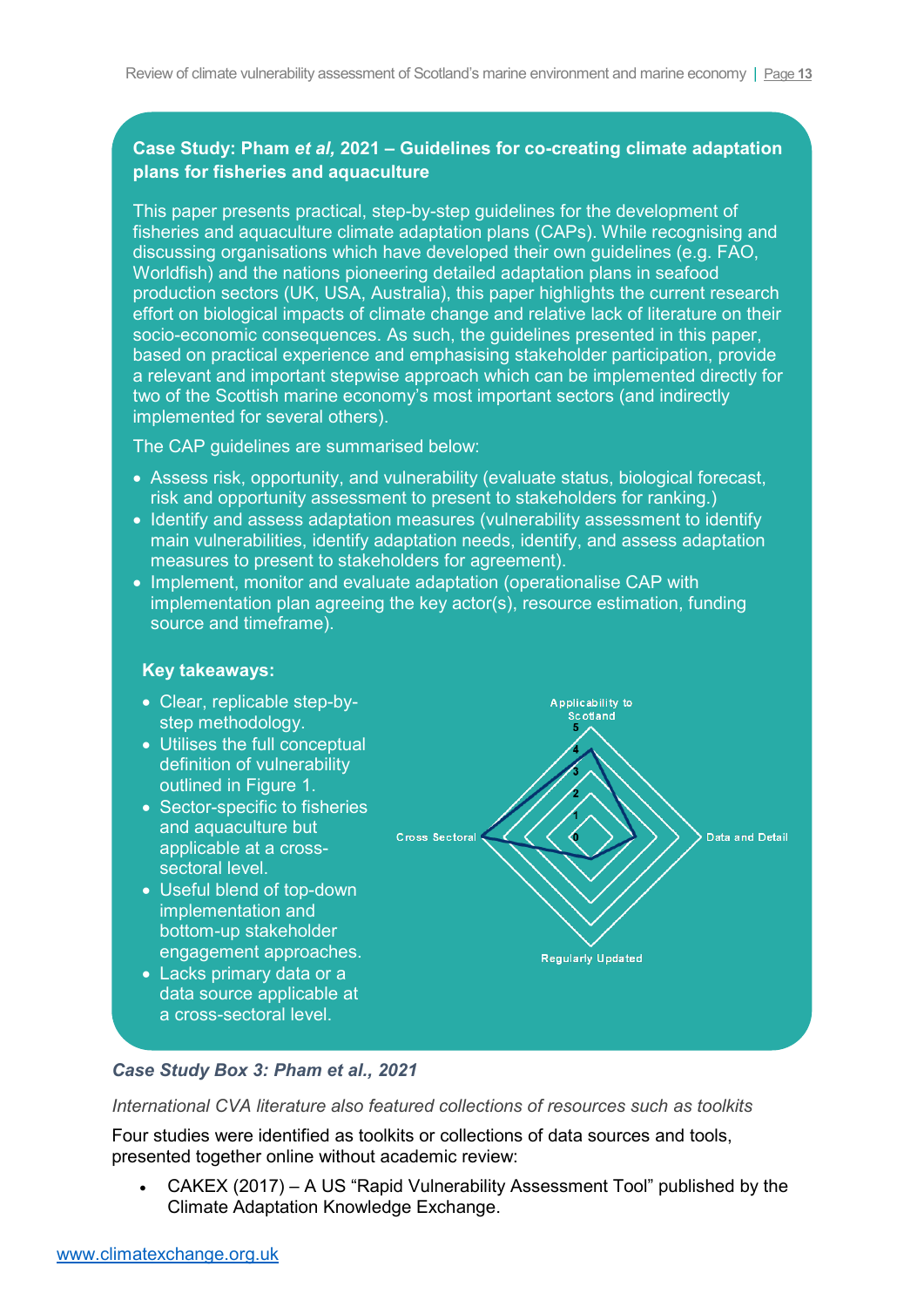### Case Study: Pham *et al,* 2021 – Guidelines for co-creating climate adaptation plans for fisheries and aquaculture

This paper presents practical, step-by-step guidelines for the development of fisheries and aquaculture climate adaptation plans (CAPs). While recognising and discussing organisations which have developed their own guidelines (e.g. FAO, Worldfish) and the nations pioneering detailed adaptation plans in seafood production sectors (UK, USA, Australia), this paper highlights the current research effort on biological impacts of climate change and relative lack of literature on their socio-economic consequences. As such, the guidelines presented in this paper, based on practical experience and emphasising stakeholder participation, provide a relevant and important stepwise approach which can be implemented directly for two of the Scottish marine economy's most important sectors (and indirectly implemented for several others).

The CAP guidelines are summarised below:

- Assess risk, opportunity, and vulnerability (evaluate status, biological forecast, risk and opportunity assessment to present to stakeholders for ranking.)
- Identify and assess adaptation measures (vulnerability assessment to identify main vulnerabilities, identify adaptation needs, identify, and assess adaptation measures to present to stakeholders for agreement).
- Implement, monitor and evaluate adaptation (operationalise CAP with implementation plan agreeing the key actor(s), resource estimation, funding source and timeframe).

**Key takeaways:**

- Clear, replicable step-by-step methodology.
- Utilises the full conceptual definition of vulnerability outlined in Figure 1.
- Sector-specific to fisheries and aquaculture but applicable at a cross-sectoral level.
- Useful blend of top-down implementation and bottom-up stakeholder engagement approaches.
- Lacks primary data or a data source applicable at a cross-sectoral level.

*Case Study Box 3: Pham et al., 2021*

*International CVA literature also featured collections of resources such as toolkits*

Four studies were identified as toolkits or collections of data sources and tools, presented together online without academic review:

- CAKEX (2017) – A US "Rapid Vulnerability Assessment Tool" published by the Climate Adaptation Knowledge Exchange.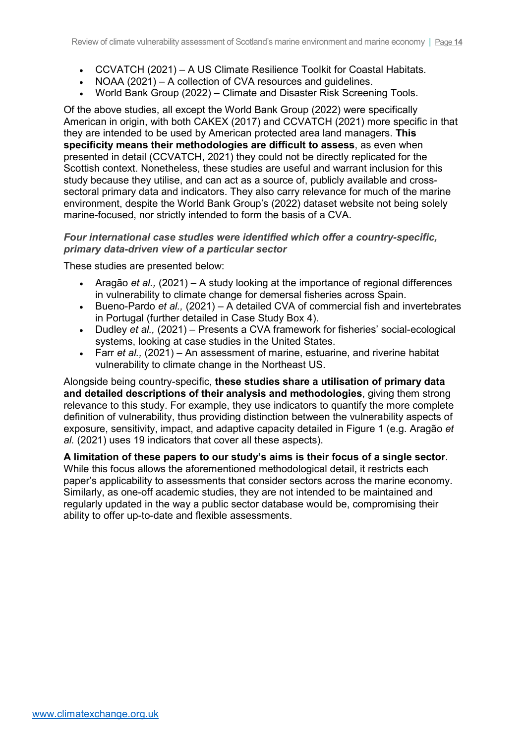- CCVATCH (2021) – A US Climate Resilience Toolkit for Coastal Habitats.
- NOAA (2021) – A collection of CVA resources and guidelines.
- World Bank Group (2022) – Climate and Disaster Risk Screening Tools.

Of the above studies, all except the World Bank Group (2022) were specifically American in origin, with both CAKEX (2017) and CCVATCH (2021) more specific in that they are intended to be used by American protected area land managers. **This specificity means their methodologies are difficult to assess**, as even when presented in detail (CCVATCH, 2021) they could not be directly replicated for the Scottish context. Nonetheless, these studies are useful and warrant inclusion for this study because they utilise, and can act as a source of, publicly available and cross-sectoral primary data and indicators. They also carry relevance for much of the marine environment, despite the World Bank Group's (2022) dataset website not being solely marine-focused, nor strictly intended to form the basis of a CVA.

***Four international case studies were identified which offer a country-specific, primary data-driven view of a particular sector***

These studies are presented below:

- Aragão *et al.,* (2021) – A study looking at the importance of regional differences in vulnerability to climate change for demersal fisheries across Spain.
- Bueno-Pardo *et al.,* (2021) – A detailed CVA of commercial fish and invertebrates in Portugal (further detailed in Case Study Box 4).
- Dudley *et al.,* (2021) – Presents a CVA framework for fisheries' social-ecological systems, looking at case studies in the United States.
- Farr *et al.,* (2021) – An assessment of marine, estuarine, and riverine habitat vulnerability to climate change in the Northeast US.

Alongside being country-specific, **these studies share a utilisation of primary data and detailed descriptions of their analysis and methodologies**, giving them strong relevance to this study. For example, they use indicators to quantify the more complete definition of vulnerability, thus providing distinction between the vulnerability aspects of exposure, sensitivity, impact, and adaptive capacity detailed in Figure 1 (e.g. Aragão *et al.* (2021) uses 19 indicators that cover all these aspects).

**A limitation of these papers to our study's aims is their focus of a single sector**. While this focus allows the aforementioned methodological detail, it restricts each paper's applicability to assessments that consider sectors across the marine economy. Similarly, as one-off academic studies, they are not intended to be maintained and regularly updated in the way a public sector database would be, compromising their ability to offer up-to-date and flexible assessments.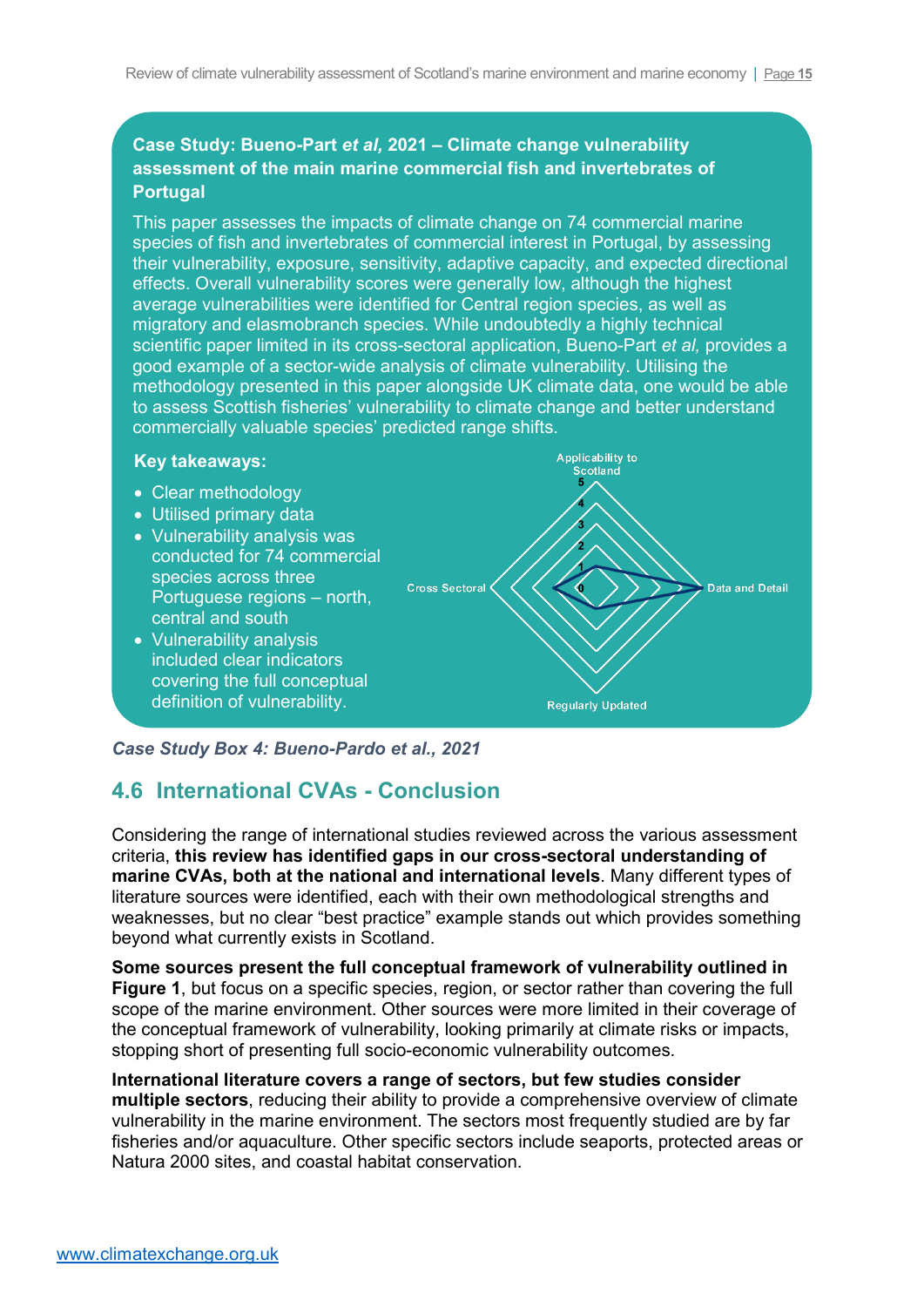**Case Study: Bueno-Part *et al,* 2021 – Climate change vulnerability assessment of the main marine commercial fish and invertebrates of Portugal**

This paper assesses the impacts of climate change on 74 commercial marine species of fish and invertebrates of commercial interest in Portugal, by assessing their vulnerability, exposure, sensitivity, adaptive capacity, and expected directional effects. Overall vulnerability scores were generally low, although the highest average vulnerabilities were identified for Central region species, as well as migratory and elasmobranch species. While undoubtedly a highly technical scientific paper limited in its cross-sectoral application, Bueno-Part *et al,* provides a good example of a sector-wide analysis of climate vulnerability. Utilising the methodology presented in this paper alongside UK climate data, one would be able to assess Scottish fisheries' vulnerability to climate change and better understand commercially valuable species' predicted range shifts.

**Key takeaways:**

- Clear methodology
- Utilised primary data
- Vulnerability analysis was conducted for 74 commercial species across three Portuguese regions – north, central and south
- Vulnerability analysis included clear indicators covering the full conceptual definition of vulnerability.

Applicability to Scotland
5
4
3
2
1
0
Cross Sectoral
Data and Detail
Regularly Updated

***Case Study Box 4: Bueno-Pardo et al., 2021***

## 4.6 International CVAs - Conclusion

Considering the range of international studies reviewed across the various assessment criteria, **this review has identified gaps in our cross-sectoral understanding of marine CVAs, both at the national and international levels**. Many different types of literature sources were identified, each with their own methodological strengths and weaknesses, but no clear "best practice" example stands out which provides something beyond what currently exists in Scotland.

**Some sources present the full conceptual framework of vulnerability outlined in Figure 1**, but focus on a specific species, region, or sector rather than covering the full scope of the marine environment. Other sources were more limited in their coverage of the conceptual framework of vulnerability, looking primarily at climate risks or impacts, stopping short of presenting full socio-economic vulnerability outcomes.

**International literature covers a range of sectors, but few studies consider multiple sectors**, reducing their ability to provide a comprehensive overview of climate vulnerability in the marine environment. The sectors most frequently studied are by far fisheries and/or aquaculture. Other specific sectors include seaports, protected areas or Natura 2000 sites, and coastal habitat conservation.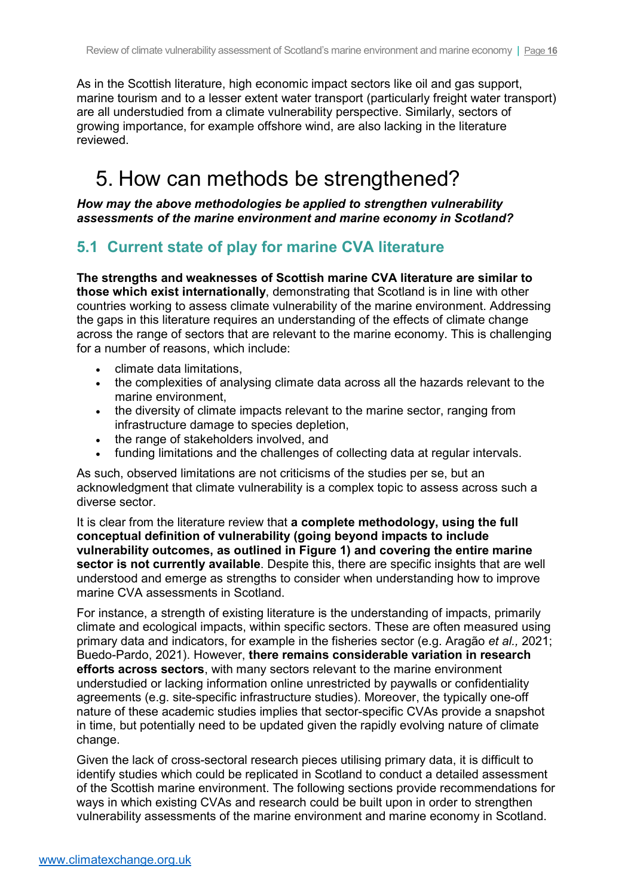As in the Scottish literature, high economic impact sectors like oil and gas support, marine tourism and to a lesser extent water transport (particularly freight water transport) are all understudied from a climate vulnerability perspective. Similarly, sectors of growing importance, for example offshore wind, are also lacking in the literature reviewed.

# 5. How can methods be strengthened?

***How may the above methodologies be applied to strengthen vulnerability assessments of the marine environment and marine economy in Scotland?***

## 5.1 Current state of play for marine CVA literature

**The strengths and weaknesses of Scottish marine CVA literature are similar to those which exist internationally**, demonstrating that Scotland is in line with other countries working to assess climate vulnerability of the marine environment. Addressing the gaps in this literature requires an understanding of the effects of climate change across the range of sectors that are relevant to the marine economy. This is challenging for a number of reasons, which include:

- climate data limitations,
- the complexities of analysing climate data across all the hazards relevant to the marine environment,
- the diversity of climate impacts relevant to the marine sector, ranging from infrastructure damage to species depletion,
- the range of stakeholders involved, and
- funding limitations and the challenges of collecting data at regular intervals.

As such, observed limitations are not criticisms of the studies per se, but an acknowledgment that climate vulnerability is a complex topic to assess across such a diverse sector.

It is clear from the literature review that **a complete methodology, using the full conceptual definition of vulnerability (going beyond impacts to include vulnerability outcomes, as outlined in Figure 1) and covering the entire marine sector is not currently available**. Despite this, there are specific insights that are well understood and emerge as strengths to consider when understanding how to improve marine CVA assessments in Scotland.

For instance, a strength of existing literature is the understanding of impacts, primarily climate and ecological impacts, within specific sectors. These are often measured using primary data and indicators, for example in the fisheries sector (e.g. Aragão *et al.,* 2021; Buedo-Pardo, 2021). However, **there remains considerable variation in research efforts across sectors**, with many sectors relevant to the marine environment understudied or lacking information online unrestricted by paywalls or confidentiality agreements (e.g. site-specific infrastructure studies). Moreover, the typically one-off nature of these academic studies implies that sector-specific CVAs provide a snapshot in time, but potentially need to be updated given the rapidly evolving nature of climate change.

Given the lack of cross-sectoral research pieces utilising primary data, it is difficult to identify studies which could be replicated in Scotland to conduct a detailed assessment of the Scottish marine environment. The following sections provide recommendations for ways in which existing CVAs and research could be built upon in order to strengthen vulnerability assessments of the marine environment and marine economy in Scotland.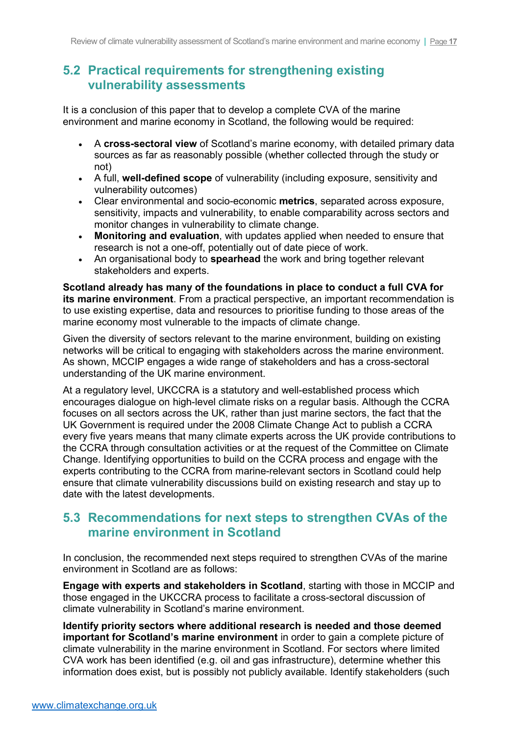## 5.2 Practical requirements for strengthening existing vulnerability assessments

It is a conclusion of this paper that to develop a complete CVA of the marine environment and marine economy in Scotland, the following would be required:

- A **cross-sectoral view** of Scotland's marine economy, with detailed primary data sources as far as reasonably possible (whether collected through the study or not)
- A full, **well-defined scope** of vulnerability (including exposure, sensitivity and vulnerability outcomes)
- Clear environmental and socio-economic **metrics**, separated across exposure, sensitivity, impacts and vulnerability, to enable comparability across sectors and monitor changes in vulnerability to climate change.
- **Monitoring and evaluation**, with updates applied when needed to ensure that research is not a one-off, potentially out of date piece of work.
- An organisational body to **spearhead** the work and bring together relevant stakeholders and experts.

**Scotland already has many of the foundations in place to conduct a full CVA for its marine environment**. From a practical perspective, an important recommendation is to use existing expertise, data and resources to prioritise funding to those areas of the marine economy most vulnerable to the impacts of climate change.

Given the diversity of sectors relevant to the marine environment, building on existing networks will be critical to engaging with stakeholders across the marine environment. As shown, MCCIP engages a wide range of stakeholders and has a cross-sectoral understanding of the UK marine environment.

At a regulatory level, UKCCRA is a statutory and well-established process which encourages dialogue on high-level climate risks on a regular basis. Although the CCRA focuses on all sectors across the UK, rather than just marine sectors, the fact that the UK Government is required under the 2008 Climate Change Act to publish a CCRA every five years means that many climate experts across the UK provide contributions to the CCRA through consultation activities or at the request of the Committee on Climate Change. Identifying opportunities to build on the CCRA process and engage with the experts contributing to the CCRA from marine-relevant sectors in Scotland could help ensure that climate vulnerability discussions build on existing research and stay up to date with the latest developments.

## 5.3 Recommendations for next steps to strengthen CVAs of the marine environment in Scotland

In conclusion, the recommended next steps required to strengthen CVAs of the marine environment in Scotland are as follows:

**Engage with experts and stakeholders in Scotland**, starting with those in MCCIP and those engaged in the UKCCRA process to facilitate a cross-sectoral discussion of climate vulnerability in Scotland's marine environment.

**Identify priority sectors where additional research is needed and those deemed important for Scotland's marine environment** in order to gain a complete picture of climate vulnerability in the marine environment in Scotland. For sectors where limited CVA work has been identified (e.g. oil and gas infrastructure), determine whether this information does exist, but is possibly not publicly available. Identify stakeholders (such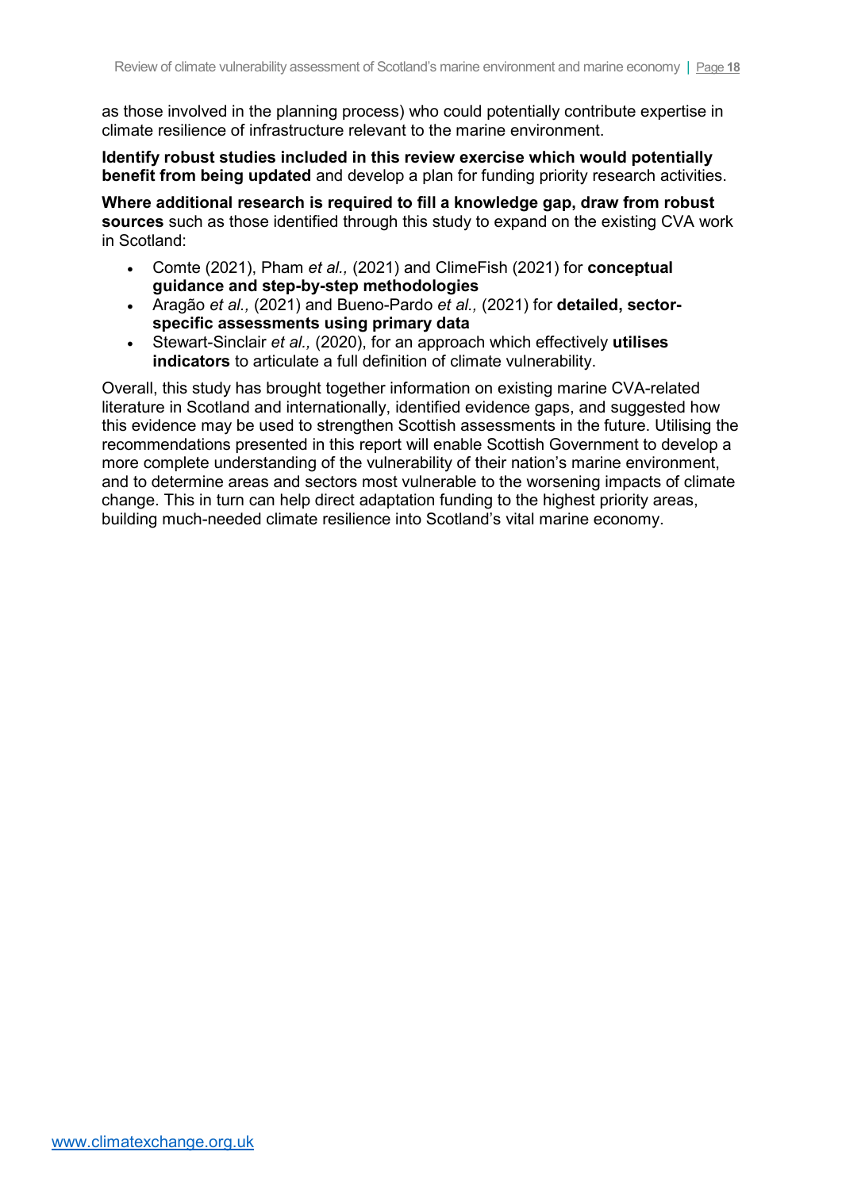as those involved in the planning process) who could potentially contribute expertise in climate resilience of infrastructure relevant to the marine environment.

**Identify robust studies included in this review exercise which would potentially benefit from being updated** and develop a plan for funding priority research activities.

**Where additional research is required to fill a knowledge gap, draw from robust sources** such as those identified through this study to expand on the existing CVA work in Scotland:

- Comte (2021), Pham *et al.,* (2021) and ClimeFish (2021) for **conceptual guidance and step-by-step methodologies**
- Aragão *et al.,* (2021) and Bueno-Pardo *et al.,* (2021) for **detailed, sector-specific assessments using primary data**
- Stewart-Sinclair *et al.,* (2020), for an approach which effectively **utilises indicators** to articulate a full definition of climate vulnerability.

Overall, this study has brought together information on existing marine CVA-related literature in Scotland and internationally, identified evidence gaps, and suggested how this evidence may be used to strengthen Scottish assessments in the future. Utilising the recommendations presented in this report will enable Scottish Government to develop a more complete understanding of the vulnerability of their nation's marine environment, and to determine areas and sectors most vulnerable to the worsening impacts of climate change. This in turn can help direct adaptation funding to the highest priority areas, building much-needed climate resilience into Scotland's vital marine economy.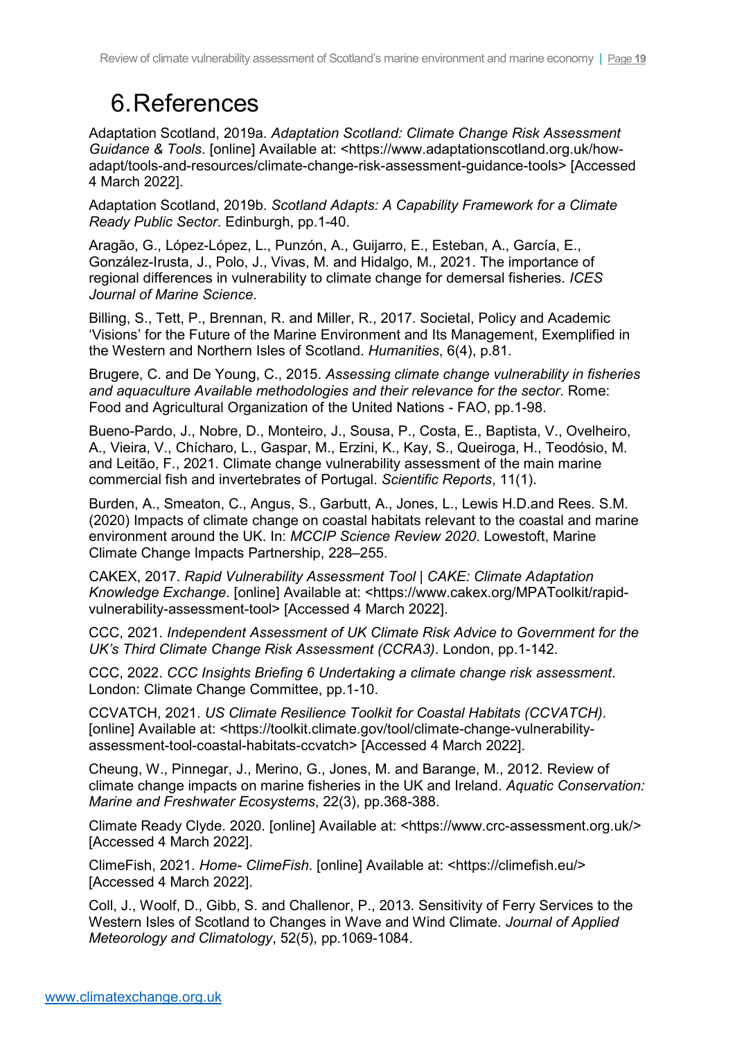# 6. References

Adaptation Scotland, 2019a. *Adaptation Scotland: Climate Change Risk Assessment Guidance & Tools*. [online] Available at: <https://www.adaptationscotland.org.uk/how-adapt/tools-and-resources/climate-change-risk-assessment-guidance-tools> [Accessed 4 March 2022].

Adaptation Scotland, 2019b. *Scotland Adapts: A Capability Framework for a Climate Ready Public Sector*. Edinburgh, pp.1-40.

Aragão, G., López-López, L., Punzón, A., Guijarro, E., Esteban, A., García, E., González-Irusta, J., Polo, J., Vivas, M. and Hidalgo, M., 2021. The importance of regional differences in vulnerability to climate change for demersal fisheries. *ICES Journal of Marine Science*.

Billing, S., Tett, P., Brennan, R. and Miller, R., 2017. Societal, Policy and Academic 'Visions' for the Future of the Marine Environment and Its Management, Exemplified in the Western and Northern Isles of Scotland. *Humanities*, 6(4), p.81.

Brugere, C. and De Young, C., 2015. *Assessing climate change vulnerability in fisheries and aquaculture Available methodologies and their relevance for the sector*. Rome: Food and Agricultural Organization of the United Nations - FAO, pp.1-98.

Bueno-Pardo, J., Nobre, D., Monteiro, J., Sousa, P., Costa, E., Baptista, V., Ovelheiro, A., Vieira, V., Chícharo, L., Gaspar, M., Erzini, K., Kay, S., Queiroga, H., Teodósio, M. and Leitão, F., 2021. Climate change vulnerability assessment of the main marine commercial fish and invertebrates of Portugal. *Scientific Reports*, 11(1).

Burden, A., Smeaton, C., Angus, S., Garbutt, A., Jones, L., Lewis H.D.and Rees. S.M. (2020) Impacts of climate change on coastal habitats relevant to the coastal and marine environment around the UK. In: *MCCIP Science Review 2020*. Lowestoft, Marine Climate Change Impacts Partnership, 228–255.

CAKEX, 2017. *Rapid Vulnerability Assessment Tool | CAKE: Climate Adaptation Knowledge Exchange*. [online] Available at: <https://www.cakex.org/MPAToolkit/rapid-vulnerability-assessment-tool> [Accessed 4 March 2022].

CCC, 2021. *Independent Assessment of UK Climate Risk Advice to Government for the UK's Third Climate Change Risk Assessment (CCRA3)*. London, pp.1-142.

CCC, 2022. *CCC Insights Briefing 6 Undertaking a climate change risk assessment*. London: Climate Change Committee, pp.1-10.

CCVATCH, 2021. *US Climate Resilience Toolkit for Coastal Habitats (CCVATCH)*. [online] Available at: <https://toolkit.climate.gov/tool/climate-change-vulnerability-assessment-tool-coastal-habitats-ccvatch> [Accessed 4 March 2022].

Cheung, W., Pinnegar, J., Merino, G., Jones, M. and Barange, M., 2012. Review of climate change impacts on marine fisheries in the UK and Ireland. *Aquatic Conservation: Marine and Freshwater Ecosystems*, 22(3), pp.368-388.

Climate Ready Clyde. 2020. [online] Available at: <https://www.crc-assessment.org.uk/> [Accessed 4 March 2022].

ClimeFish, 2021. *Home- ClimeFish*. [online] Available at: <https://climefish.eu/> [Accessed 4 March 2022].

Coll, J., Woolf, D., Gibb, S. and Challenor, P., 2013. Sensitivity of Ferry Services to the Western Isles of Scotland to Changes in Wave and Wind Climate. *Journal of Applied Meteorology and Climatology*, 52(5), pp.1069-1084.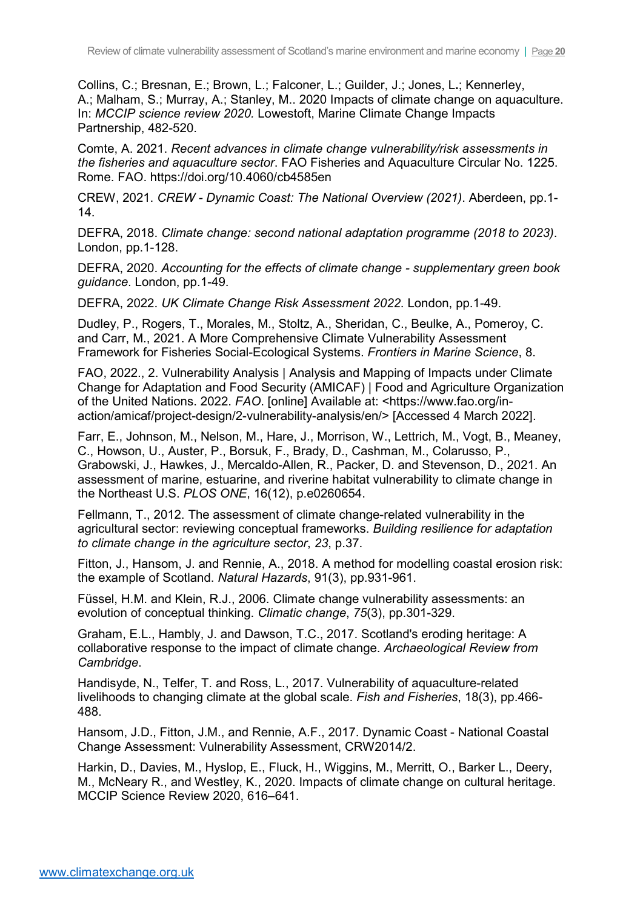Collins, C.; Bresnan, E.; Brown, L.; Falconer, L.; Guilder, J.; Jones, L.; Kennerley, A.; Malham, S.; Murray, A.; Stanley, M.. 2020 Impacts of climate change on aquaculture. In: *MCCIP science review 2020.* Lowestoft, Marine Climate Change Impacts Partnership, 482-520.

Comte, A. 2021. *Recent advances in climate change vulnerability/risk assessments in the fisheries and aquaculture sector*. FAO Fisheries and Aquaculture Circular No. 1225. Rome. FAO. https://doi.org/10.4060/cb4585en

CREW, 2021. *CREW - Dynamic Coast: The National Overview (2021)*. Aberdeen, pp.1-14.

DEFRA, 2018. *Climate change: second national adaptation programme (2018 to 2023)*. London, pp.1-128.

DEFRA, 2020. *Accounting for the effects of climate change - supplementary green book guidance*. London, pp.1-49.

DEFRA, 2022. *UK Climate Change Risk Assessment 2022*. London, pp.1-49.

Dudley, P., Rogers, T., Morales, M., Stoltz, A., Sheridan, C., Beulke, A., Pomeroy, C. and Carr, M., 2021. A More Comprehensive Climate Vulnerability Assessment Framework for Fisheries Social-Ecological Systems. *Frontiers in Marine Science*, 8.

FAO, 2022., 2. Vulnerability Analysis | Analysis and Mapping of Impacts under Climate Change for Adaptation and Food Security (AMICAF) | Food and Agriculture Organization of the United Nations. 2022. *FAO*. [online] Available at: <https://www.fao.org/in-action/amicaf/project-design/2-vulnerability-analysis/en/> [Accessed 4 March 2022].

Farr, E., Johnson, M., Nelson, M., Hare, J., Morrison, W., Lettrich, M., Vogt, B., Meaney, C., Howson, U., Auster, P., Borsuk, F., Brady, D., Cashman, M., Colarusso, P., Grabowski, J., Hawkes, J., Mercaldo-Allen, R., Packer, D. and Stevenson, D., 2021. An assessment of marine, estuarine, and riverine habitat vulnerability to climate change in the Northeast U.S. *PLOS ONE*, 16(12), p.e0260654.

Fellmann, T., 2012. The assessment of climate change-related vulnerability in the agricultural sector: reviewing conceptual frameworks. *Building resilience for adaptation to climate change in the agriculture sector*, *23*, p.37.

Fitton, J., Hansom, J. and Rennie, A., 2018. A method for modelling coastal erosion risk: the example of Scotland. *Natural Hazards*, 91(3), pp.931-961.

Füssel, H.M. and Klein, R.J., 2006. Climate change vulnerability assessments: an evolution of conceptual thinking. *Climatic change*, *75*(3), pp.301-329.

Graham, E.L., Hambly, J. and Dawson, T.C., 2017. Scotland's eroding heritage: A collaborative response to the impact of climate change. *Archaeological Review from Cambridge*.

Handisyde, N., Telfer, T. and Ross, L., 2017. Vulnerability of aquaculture-related livelihoods to changing climate at the global scale. *Fish and Fisheries*, 18(3), pp.466-488.

Hansom, J.D., Fitton, J.M., and Rennie, A.F., 2017. Dynamic Coast - National Coastal Change Assessment: Vulnerability Assessment, CRW2014/2.

Harkin, D., Davies, M., Hyslop, E., Fluck, H., Wiggins, M., Merritt, O., Barker L., Deery, M., McNeary R., and Westley, K., 2020. Impacts of climate change on cultural heritage. MCCIP Science Review 2020, 616–641.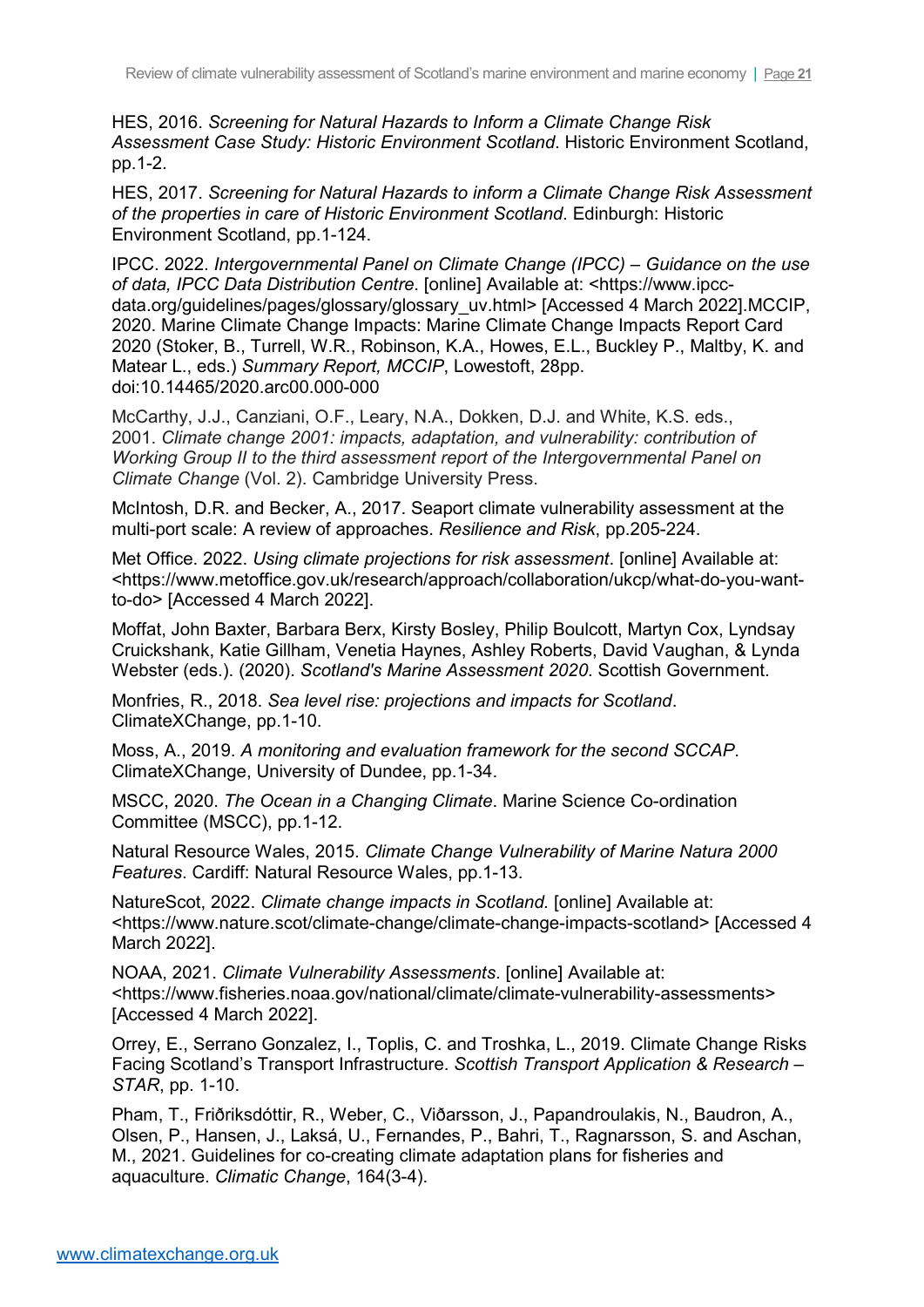HES, 2016. *Screening for Natural Hazards to Inform a Climate Change Risk Assessment Case Study: Historic Environment Scotland*. Historic Environment Scotland, pp.1-2.

HES, 2017. *Screening for Natural Hazards to inform a Climate Change Risk Assessment of the properties in care of Historic Environment Scotland*. Edinburgh: Historic Environment Scotland, pp.1-124.

IPCC. 2022. *Intergovernmental Panel on Climate Change (IPCC) – Guidance on the use of data, IPCC Data Distribution Centre*. [online] Available at: <https://www.ipcc-data.org/guidelines/pages/glossary/glossary_uv.html> [Accessed 4 March 2022].MCCIP, 2020. Marine Climate Change Impacts: Marine Climate Change Impacts Report Card 2020 (Stoker, B., Turrell, W.R., Robinson, K.A., Howes, E.L., Buckley P., Maltby, K. and Matear L., eds.) *Summary Report, MCCIP*, Lowestoft, 28pp. doi:10.14465/2020.arc00.000-000

McCarthy, J.J., Canziani, O.F., Leary, N.A., Dokken, D.J. and White, K.S. eds., 2001. *Climate change 2001: impacts, adaptation, and vulnerability: contribution of Working Group II to the third assessment report of the Intergovernmental Panel on Climate Change* (Vol. 2). Cambridge University Press.

McIntosh, D.R. and Becker, A., 2017. Seaport climate vulnerability assessment at the multi-port scale: A review of approaches. *Resilience and Risk*, pp.205-224.

Met Office. 2022. *Using climate projections for risk assessment*. [online] Available at: <https://www.metoffice.gov.uk/research/approach/collaboration/ukcp/what-do-you-want-to-do> [Accessed 4 March 2022].

Moffat, John Baxter, Barbara Berx, Kirsty Bosley, Philip Boulcott, Martyn Cox, Lyndsay Cruickshank, Katie Gillham, Venetia Haynes, Ashley Roberts, David Vaughan, & Lynda Webster (eds.). (2020). *Scotland's Marine Assessment 2020*. Scottish Government.

Monfries, R., 2018. *Sea level rise: projections and impacts for Scotland*. ClimateXChange, pp.1-10.

Moss, A., 2019. *A monitoring and evaluation framework for the second SCCAP*. ClimateXChange, University of Dundee, pp.1-34.

MSCC, 2020. *The Ocean in a Changing Climate*. Marine Science Co-ordination Committee (MSCC), pp.1-12.

Natural Resource Wales, 2015. *Climate Change Vulnerability of Marine Natura 2000 Features*. Cardiff: Natural Resource Wales, pp.1-13.

NatureScot, 2022. *Climate change impacts in Scotland.* [online] Available at: <https://www.nature.scot/climate-change/climate-change-impacts-scotland> [Accessed 4 March 2022].

NOAA, 2021. *Climate Vulnerability Assessments*. [online] Available at: <https://www.fisheries.noaa.gov/national/climate/climate-vulnerability-assessments> [Accessed 4 March 2022].

Orrey, E., Serrano Gonzalez, I., Toplis, C. and Troshka, L., 2019. Climate Change Risks Facing Scotland's Transport Infrastructure. *Scottish Transport Application & Research – STAR*, pp. 1-10.

Pham, T., Friðriksdóttir, R., Weber, C., Viðarsson, J., Papandroulakis, N., Baudron, A., Olsen, P., Hansen, J., Laksá, U., Fernandes, P., Bahri, T., Ragnarsson, S. and Aschan, M., 2021. Guidelines for co-creating climate adaptation plans for fisheries and aquaculture. *Climatic Change*, 164(3-4).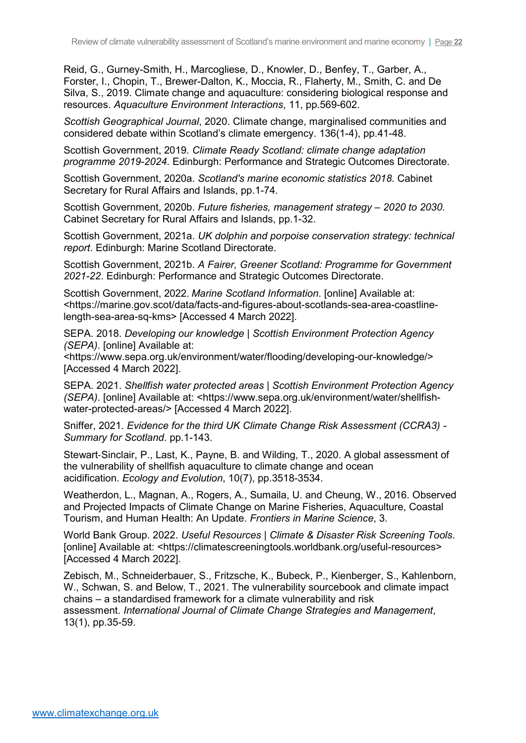Reid, G., Gurney-Smith, H., Marcogliese, D., Knowler, D., Benfey, T., Garber, A., Forster, I., Chopin, T., Brewer-Dalton, K., Moccia, R., Flaherty, M., Smith, C. and De Silva, S., 2019. Climate change and aquaculture: considering biological response and resources. *Aquaculture Environment Interactions*, 11, pp.569-602.

*Scottish Geographical Journal*, 2020. Climate change, marginalised communities and considered debate within Scotland's climate emergency. 136(1-4), pp.41-48.

Scottish Government, 2019. *Climate Ready Scotland: climate change adaptation programme 2019-2024*. Edinburgh: Performance and Strategic Outcomes Directorate.

Scottish Government, 2020a. *Scotland's marine economic statistics 2018*. Cabinet Secretary for Rural Affairs and Islands, pp.1-74.

Scottish Government, 2020b. *Future fisheries, management strategy – 2020 to 2030.* Cabinet Secretary for Rural Affairs and Islands, pp.1-32.

Scottish Government, 2021a. *UK dolphin and porpoise conservation strategy: technical report*. Edinburgh: Marine Scotland Directorate.

Scottish Government, 2021b. *A Fairer, Greener Scotland: Programme for Government 2021-22*. Edinburgh: Performance and Strategic Outcomes Directorate.

Scottish Government, 2022. *Marine Scotland Information*. [online] Available at: <https://marine.gov.scot/data/facts-and-figures-about-scotlands-sea-area-coastline-length-sea-area-sq-kms> [Accessed 4 March 2022].

SEPA. 2018. *Developing our knowledge | Scottish Environment Protection Agency (SEPA)*. [online] Available at: <https://www.sepa.org.uk/environment/water/flooding/developing-our-knowledge/> [Accessed 4 March 2022].

SEPA. 2021. *Shellfish water protected areas | Scottish Environment Protection Agency (SEPA)*. [online] Available at: <https://www.sepa.org.uk/environment/water/shellfish-water-protected-areas/> [Accessed 4 March 2022].

Sniffer, 2021. *Evidence for the third UK Climate Change Risk Assessment (CCRA3) - Summary for Scotland*. pp.1-143.

Stewart-Sinclair, P., Last, K., Payne, B. and Wilding, T., 2020. A global assessment of the vulnerability of shellfish aquaculture to climate change and ocean acidification. *Ecology and Evolution*, 10(7), pp.3518-3534.

Weatherdon, L., Magnan, A., Rogers, A., Sumaila, U. and Cheung, W., 2016. Observed and Projected Impacts of Climate Change on Marine Fisheries, Aquaculture, Coastal Tourism, and Human Health: An Update. *Frontiers in Marine Science*, 3.

World Bank Group. 2022. *Useful Resources | Climate & Disaster Risk Screening Tools*. [online] Available at: <https://climatescreeningtools.worldbank.org/useful-resources> [Accessed 4 March 2022].

Zebisch, M., Schneiderbauer, S., Fritzsche, K., Bubeck, P., Kienberger, S., Kahlenborn, W., Schwan, S. and Below, T., 2021. The vulnerability sourcebook and climate impact chains – a standardised framework for a climate vulnerability and risk assessment. *International Journal of Climate Change Strategies and Management*, 13(1), pp.35-59.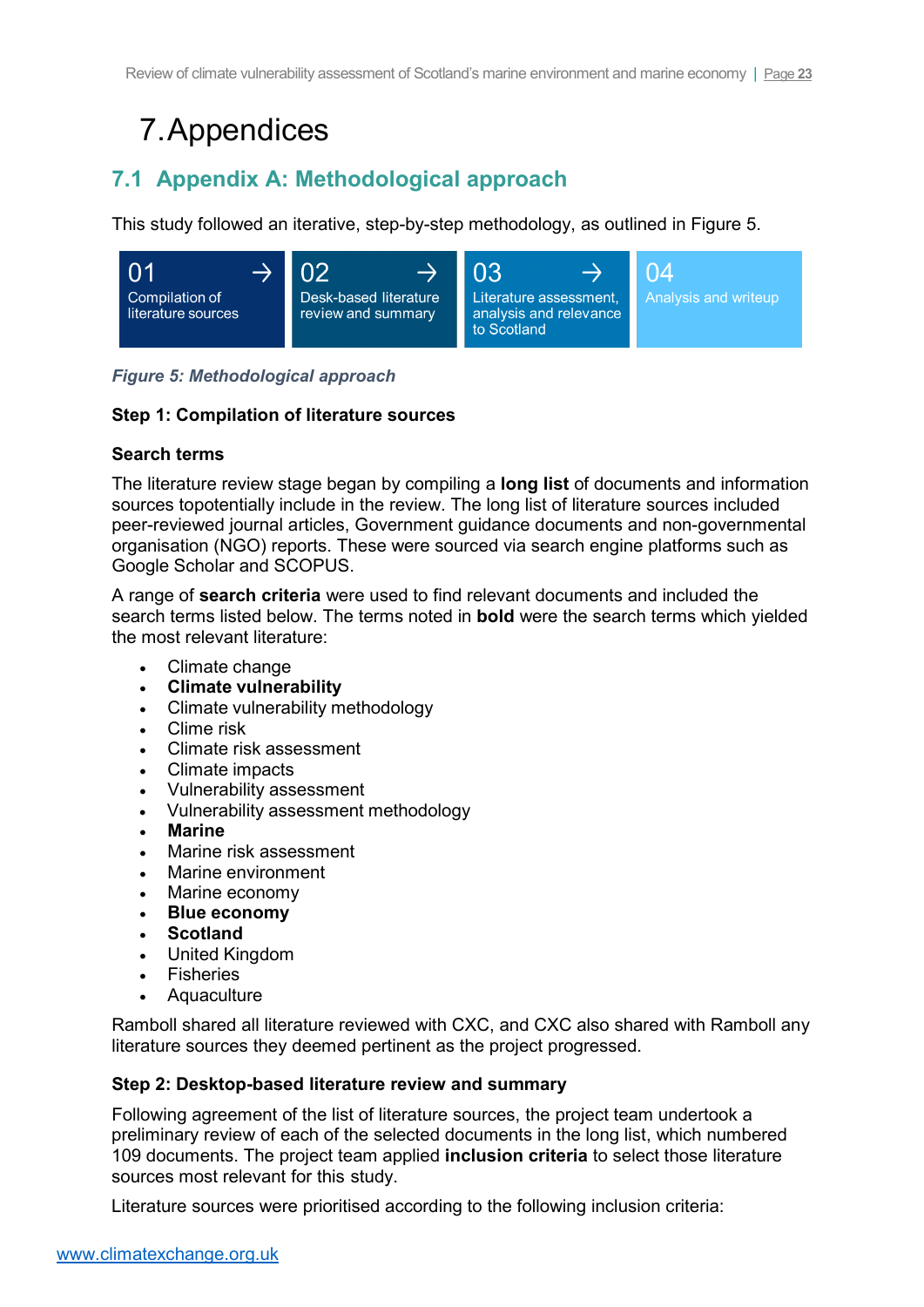# 7. Appendices

## 7.1 Appendix A: Methodological approach

This study followed an iterative, step-by-step methodology, as outlined in Figure 5.

| 01 → | 02 → | 03 → | 04 |
|---|---|---|---|
| Compilation of literature sources | Desk-based literature review and summary | Literature assessment, analysis and relevance to Scotland | Analysis and writeup |

*Figure 5: Methodological approach*

**Step 1: Compilation of literature sources**

**Search terms**

The literature review stage began by compiling a **long list** of documents and information sources topotentially include in the review. The long list of literature sources included peer-reviewed journal articles, Government guidance documents and non-governmental organisation (NGO) reports. These were sourced via search engine platforms such as Google Scholar and SCOPUS.

A range of **search criteria** were used to find relevant documents and included the search terms listed below. The terms noted in **bold** were the search terms which yielded the most relevant literature:

- Climate change
- **Climate vulnerability**
- Climate vulnerability methodology
- Clime risk
- Climate risk assessment
- Climate impacts
- Vulnerability assessment
- Vulnerability assessment methodology
- **Marine**
- Marine risk assessment
- Marine environment
- Marine economy
- **Blue economy**
- **Scotland**
- United Kingdom
- Fisheries
- Aquaculture

Ramboll shared all literature reviewed with CXC, and CXC also shared with Ramboll any literature sources they deemed pertinent as the project progressed.

**Step 2: Desktop-based literature review and summary**

Following agreement of the list of literature sources, the project team undertook a preliminary review of each of the selected documents in the long list, which numbered 109 documents. The project team applied **inclusion criteria** to select those literature sources most relevant for this study.

Literature sources were prioritised according to the following inclusion criteria: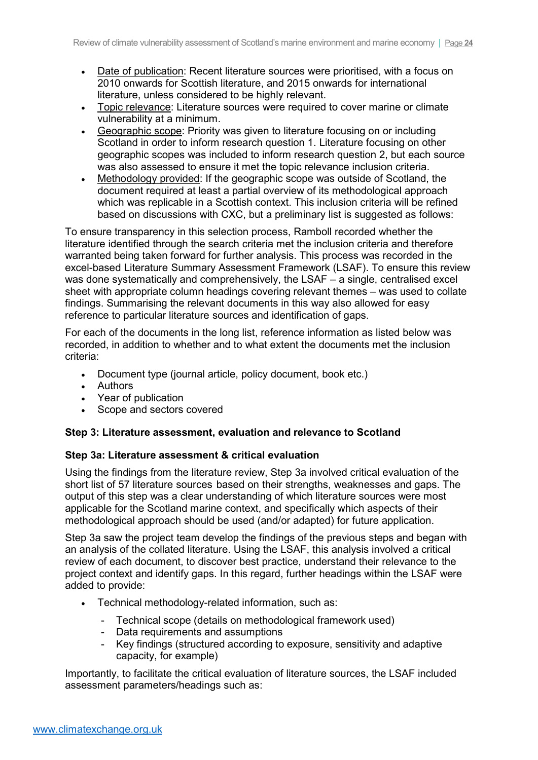- Date of publication: Recent literature sources were prioritised, with a focus on 2010 onwards for Scottish literature, and 2015 onwards for international literature, unless considered to be highly relevant.
- Topic relevance: Literature sources were required to cover marine or climate vulnerability at a minimum.
- Geographic scope: Priority was given to literature focusing on or including Scotland in order to inform research question 1. Literature focusing on other geographic scopes was included to inform research question 2, but each source was also assessed to ensure it met the topic relevance inclusion criteria.
- Methodology provided: If the geographic scope was outside of Scotland, the document required at least a partial overview of its methodological approach which was replicable in a Scottish context. This inclusion criteria will be refined based on discussions with CXC, but a preliminary list is suggested as follows:

To ensure transparency in this selection process, Ramboll recorded whether the literature identified through the search criteria met the inclusion criteria and therefore warranted being taken forward for further analysis. This process was recorded in the excel-based Literature Summary Assessment Framework (LSAF). To ensure this review was done systematically and comprehensively, the LSAF – a single, centralised excel sheet with appropriate column headings covering relevant themes – was used to collate findings. Summarising the relevant documents in this way also allowed for easy reference to particular literature sources and identification of gaps.

For each of the documents in the long list, reference information as listed below was recorded, in addition to whether and to what extent the documents met the inclusion criteria:

- Document type (journal article, policy document, book etc.)
- Authors
- Year of publication
- Scope and sectors covered

**Step 3: Literature assessment, evaluation and relevance to Scotland**

**Step 3a: Literature assessment & critical evaluation**

Using the findings from the literature review, Step 3a involved critical evaluation of the short list of 57 literature sources based on their strengths, weaknesses and gaps. The output of this step was a clear understanding of which literature sources were most applicable for the Scotland marine context, and specifically which aspects of their methodological approach should be used (and/or adapted) for future application.

Step 3a saw the project team develop the findings of the previous steps and began with an analysis of the collated literature. Using the LSAF, this analysis involved a critical review of each document, to discover best practice, understand their relevance to the project context and identify gaps. In this regard, further headings within the LSAF were added to provide:

- Technical methodology-related information, such as:
  - Technical scope (details on methodological framework used)
  - Data requirements and assumptions
  - Key findings (structured according to exposure, sensitivity and adaptive capacity, for example)

Importantly, to facilitate the critical evaluation of literature sources, the LSAF included assessment parameters/headings such as: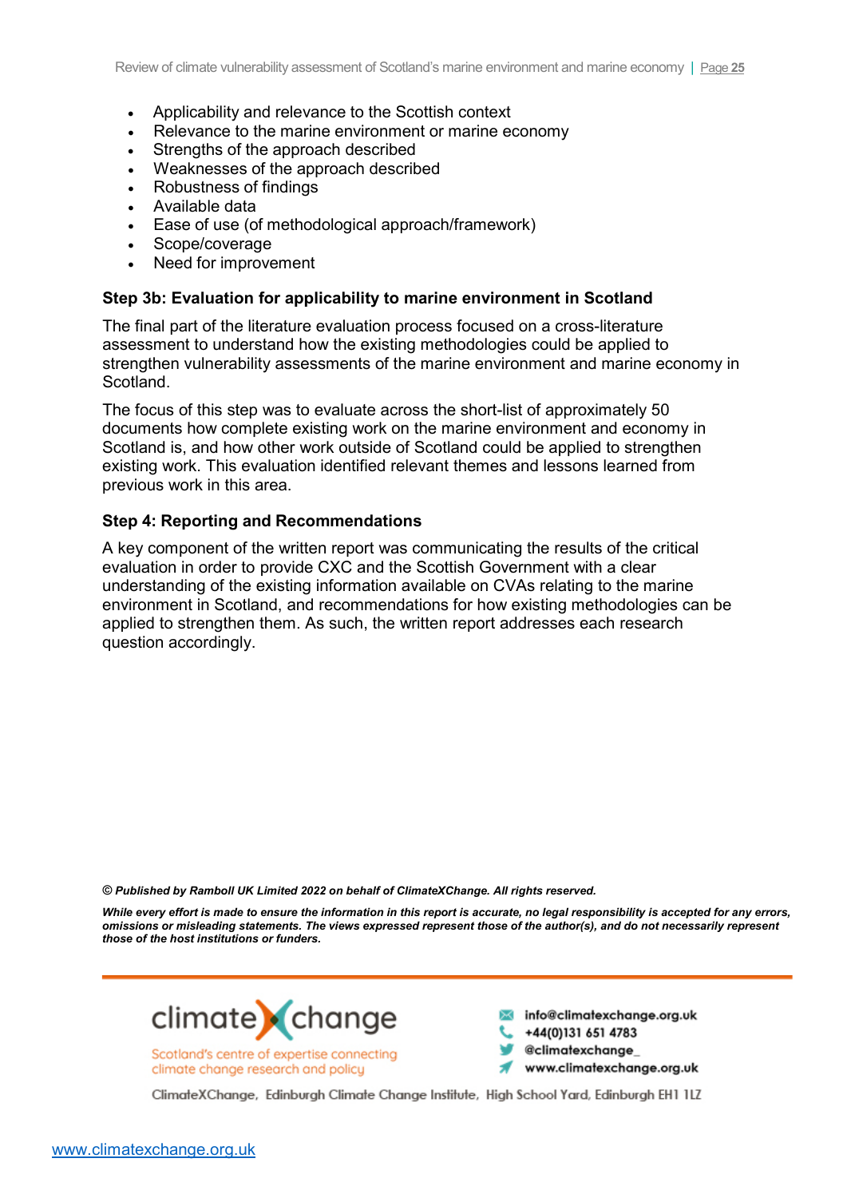- Applicability and relevance to the Scottish context
- Relevance to the marine environment or marine economy
- Strengths of the approach described
- Weaknesses of the approach described
- Robustness of findings
- Available data
- Ease of use (of methodological approach/framework)
- Scope/coverage
- Need for improvement

**Step 3b: Evaluation for applicability to marine environment in Scotland**

The final part of the literature evaluation process focused on a cross-literature assessment to understand how the existing methodologies could be applied to strengthen vulnerability assessments of the marine environment and marine economy in Scotland.

The focus of this step was to evaluate across the short-list of approximately 50 documents how complete existing work on the marine environment and economy in Scotland is, and how other work outside of Scotland could be applied to strengthen existing work. This evaluation identified relevant themes and lessons learned from previous work in this area.

**Step 4: Reporting and Recommendations**

A key component of the written report was communicating the results of the critical evaluation in order to provide CXC and the Scottish Government with a clear understanding of the existing information available on CVAs relating to the marine environment in Scotland, and recommendations for how existing methodologies can be applied to strengthen them. As such, the written report addresses each research question accordingly.

***© Published by Ramboll UK Limited 2022 on behalf of ClimateXChange. All rights reserved.***

***While every effort is made to ensure the information in this report is accurate, no legal responsibility is accepted for any errors, omissions or misleading statements. The views expressed represent those of the author(s), and do not necessarily represent those of the host institutions or funders.***

climateXchange

Scotland's centre of expertise connecting climate change research and policy

info@climatexchange.org.uk
+44(0)131 651 4783
@climatexchange_
www.climatexchange.org.uk

ClimateXChange, Edinburgh Climate Change Institute, High School Yard, Edinburgh EH1 1LZ